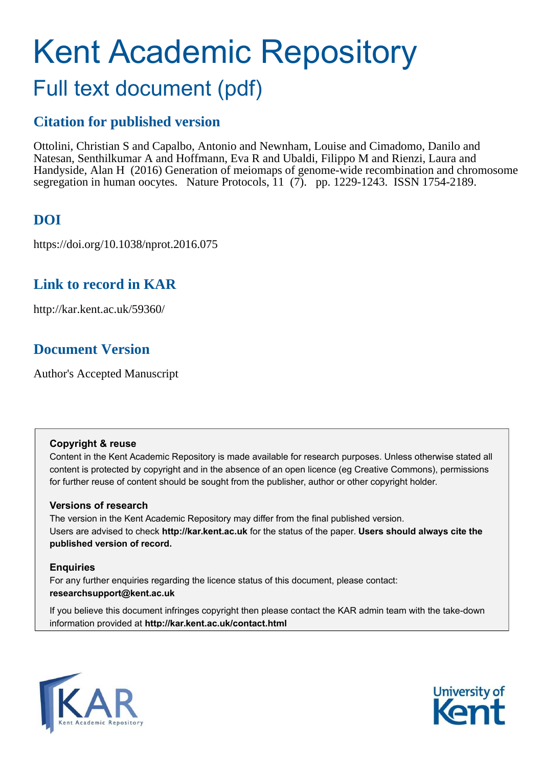# Kent Academic Repository

## Full text document (pdf)

### Citation for published version

Ottolini, Christian S and Capalbo, Antonio and Newnham, Louise and Cimadomo, Danilo and Natesan, Senthilkumar A and Hoffmann, Eva R and Ubaldi, Filippo M and Rienzi, Laura and Handyside, Alan H (2016) Generation of meiomaps of genome-wide recombination and chromosome segregation in human oocytes. Nature Protocols, 11 (7). pp. 1229-1243. ISSN 1754-2189.

### DOI

https://doi.org/10.1038/nprot.2016.075

### Link to record in KAR

http://kar.kent.ac.uk/59360/

### Document Version

Author's Accepted Manuscript

**Copyright & reuse**

Content in the Kent Academic Repository is made available for research purposes. Unless otherwise stated all content is protected by copyright and in the absence of an open licence (eg Creative Commons), permissions for further reuse of content should be sought from the publisher, author or other copyright holder.

**Versions of research**

The version in the Kent Academic Repository may differ from the final published version. Users are advised to check **http://kar.kent.ac.uk** for the status of the paper. **Users should always cite the published version of record.**

**Enquiries**

For any further enquiries regarding the licence status of this document, please contact: **researchsupport@kent.ac.uk**

If you believe this document infringes copyright then please contact the KAR admin team with the take-down information provided at **http://kar.kent.ac.uk/contact.html**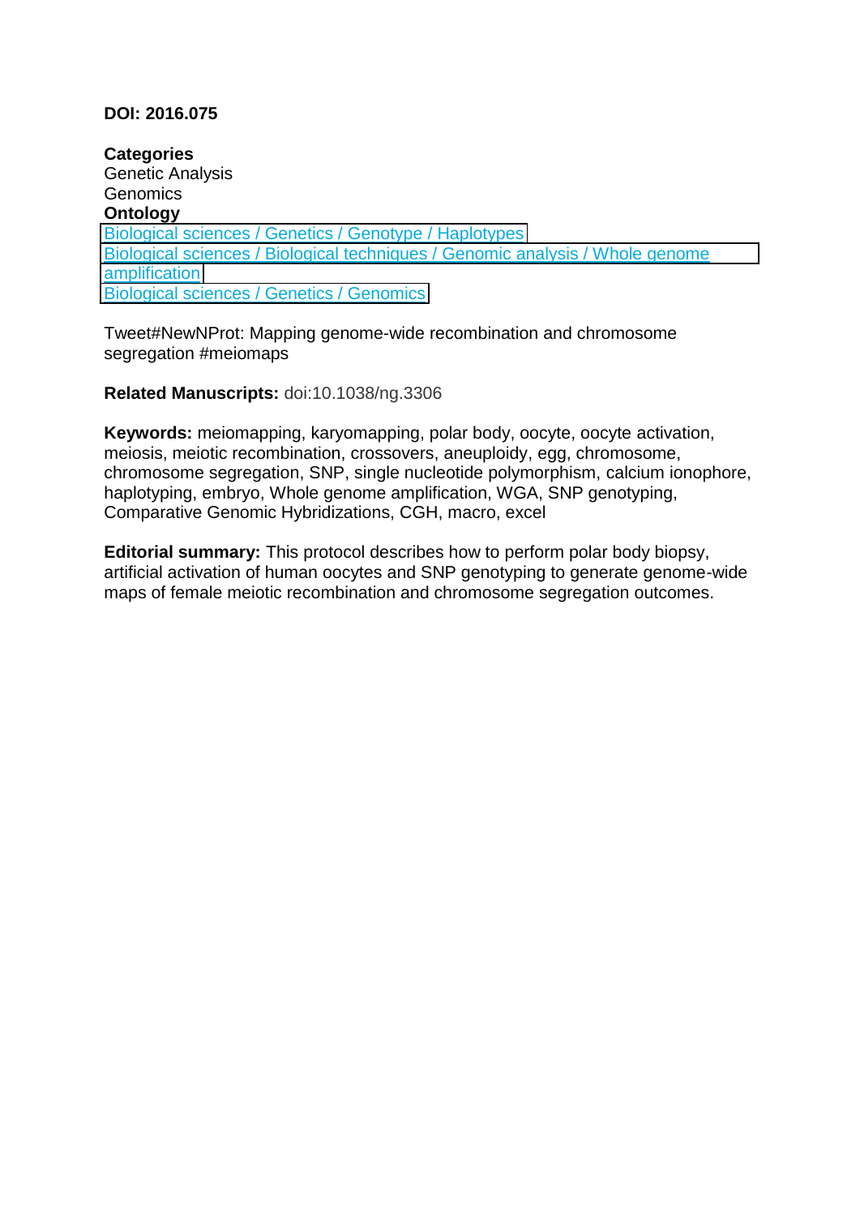**DOI: 2016.075**

**Categories**
Genetic Analysis
Genomics
**Ontology**
Biological sciences / Genetics / Genotype / Haplotypes
Biological sciences / Biological techniques / Genomic analysis / Whole genome amplification
Biological sciences / Genetics / Genomics

Tweet#NewNProt: Mapping genome-wide recombination and chromosome segregation #meiomaps

**Related Manuscripts:** doi:10.1038/ng.3306

**Keywords:** meiomapping, karyomapping, polar body, oocyte, oocyte activation, meiosis, meiotic recombination, crossovers, aneuploidy, egg, chromosome, chromosome segregation, SNP, single nucleotide polymorphism, calcium ionophore, haplotyping, embryo, Whole genome amplification, WGA, SNP genotyping, Comparative Genomic Hybridizations, CGH, macro, excel

**Editorial summary:** This protocol describes how to perform polar body biopsy, artificial activation of human oocytes and SNP genotyping to generate genome-wide maps of female meiotic recombination and chromosome segregation outcomes.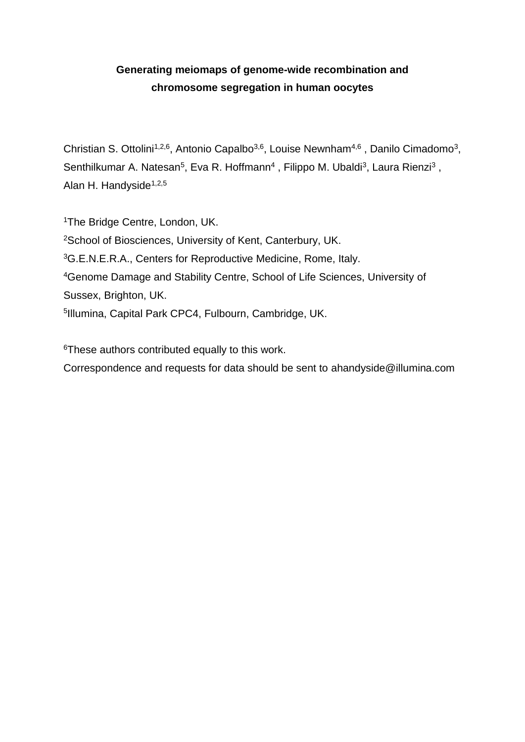# Generating meiomaps of genome-wide recombination and chromosome segregation in human oocytes

Christian S. Ottolini[1,2,6], Antonio Capalbo[3,6], Louise Newnham[4,6] , Danilo Cimadomo[3], Senthilkumar A. Natesan[5], Eva R. Hoffmann[4] , Filippo M. Ubaldi[3], Laura Rienzi[3] , Alan H. Handyside[1,2,5]

[1]The Bridge Centre, London, UK.

[2]School of Biosciences, University of Kent, Canterbury, UK.

[3]G.E.N.E.R.A., Centers for Reproductive Medicine, Rome, Italy.

[4]Genome Damage and Stability Centre, School of Life Sciences, University of Sussex, Brighton, UK.

[5]Illumina, Capital Park CPC4, Fulbourn, Cambridge, UK.

[6]These authors contributed equally to this work.

Correspondence and requests for data should be sent to ahandyside@illumina.com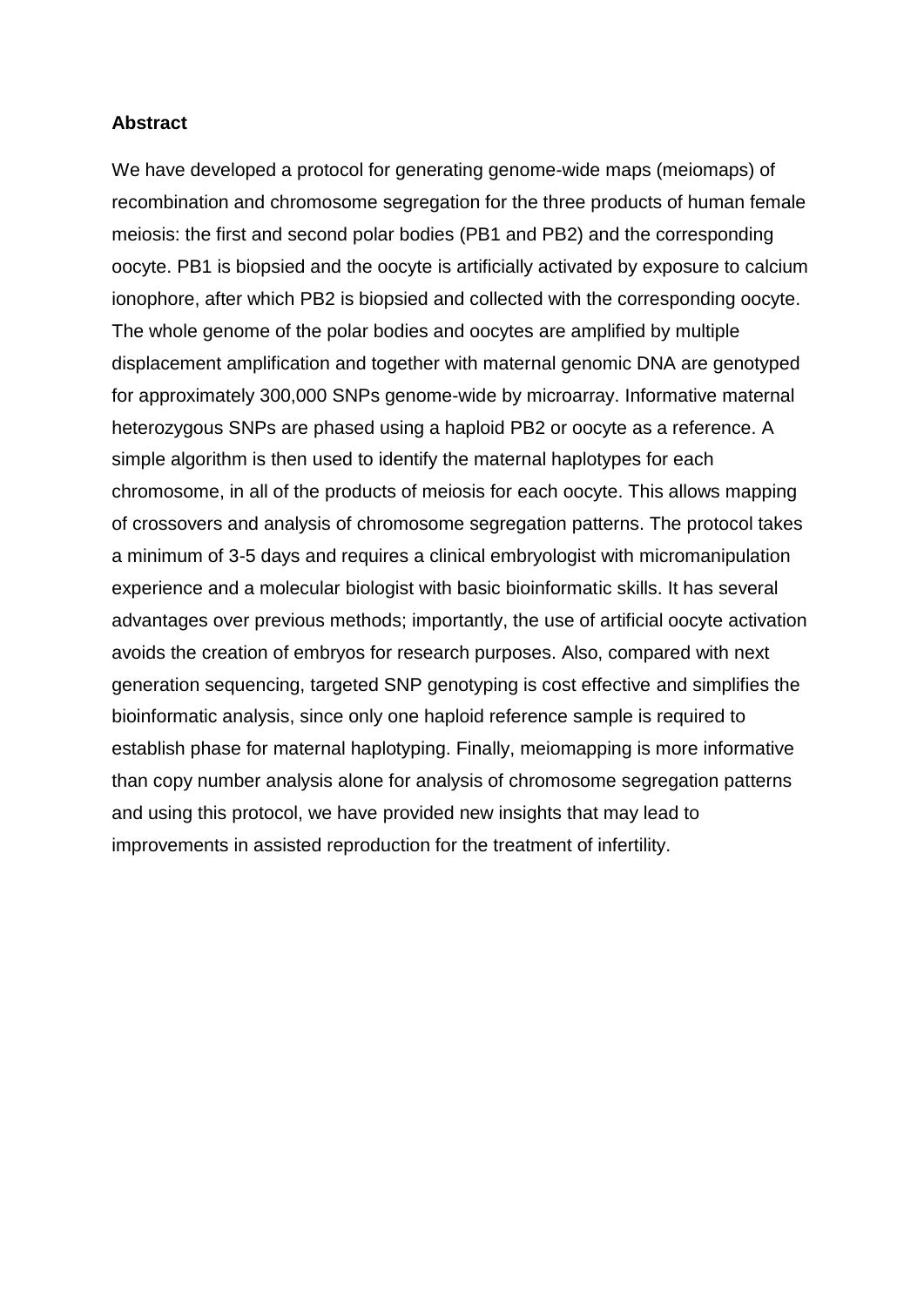**Abstract**

We have developed a protocol for generating genome-wide maps (meiomaps) of recombination and chromosome segregation for the three products of human female meiosis: the first and second polar bodies (PB1 and PB2) and the corresponding oocyte. PB1 is biopsied and the oocyte is artificially activated by exposure to calcium ionophore, after which PB2 is biopsied and collected with the corresponding oocyte. The whole genome of the polar bodies and oocytes are amplified by multiple displacement amplification and together with maternal genomic DNA are genotyped for approximately 300,000 SNPs genome-wide by microarray. Informative maternal heterozygous SNPs are phased using a haploid PB2 or oocyte as a reference. A simple algorithm is then used to identify the maternal haplotypes for each chromosome, in all of the products of meiosis for each oocyte. This allows mapping of crossovers and analysis of chromosome segregation patterns. The protocol takes a minimum of 3-5 days and requires a clinical embryologist with micromanipulation experience and a molecular biologist with basic bioinformatic skills. It has several advantages over previous methods; importantly, the use of artificial oocyte activation avoids the creation of embryos for research purposes. Also, compared with next generation sequencing, targeted SNP genotyping is cost effective and simplifies the bioinformatic analysis, since only one haploid reference sample is required to establish phase for maternal haplotyping. Finally, meiomapping is more informative than copy number analysis alone for analysis of chromosome segregation patterns and using this protocol, we have provided new insights that may lead to improvements in assisted reproduction for the treatment of infertility.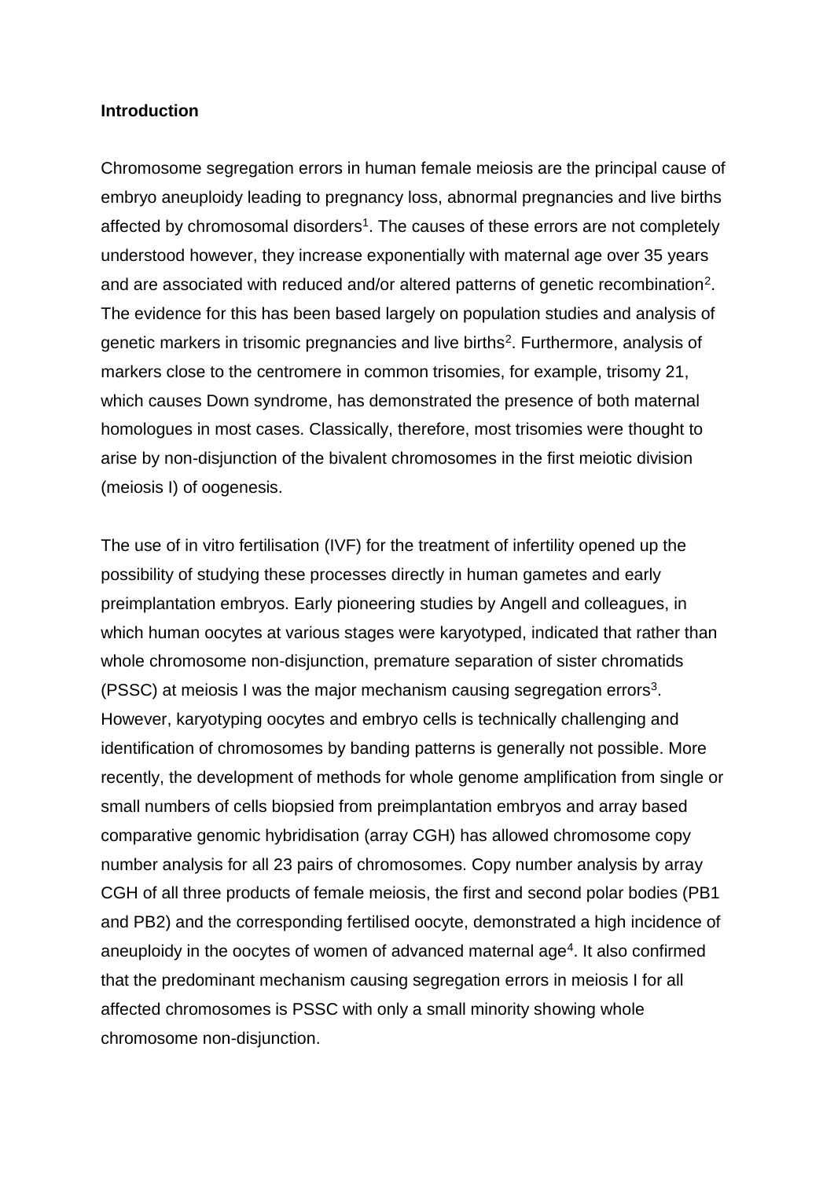**Introduction**

Chromosome segregation errors in human female meiosis are the principal cause of embryo aneuploidy leading to pregnancy loss, abnormal pregnancies and live births affected by chromosomal disorders[1]. The causes of these errors are not completely understood however, they increase exponentially with maternal age over 35 years and are associated with reduced and/or altered patterns of genetic recombination[2]. The evidence for this has been based largely on population studies and analysis of genetic markers in trisomic pregnancies and live births[2]. Furthermore, analysis of markers close to the centromere in common trisomies, for example, trisomy 21, which causes Down syndrome, has demonstrated the presence of both maternal homologues in most cases. Classically, therefore, most trisomies were thought to arise by non-disjunction of the bivalent chromosomes in the first meiotic division (meiosis I) of oogenesis.

The use of in vitro fertilisation (IVF) for the treatment of infertility opened up the possibility of studying these processes directly in human gametes and early preimplantation embryos. Early pioneering studies by Angell and colleagues, in which human oocytes at various stages were karyotyped, indicated that rather than whole chromosome non-disjunction, premature separation of sister chromatids (PSSC) at meiosis I was the major mechanism causing segregation errors[3]. However, karyotyping oocytes and embryo cells is technically challenging and identification of chromosomes by banding patterns is generally not possible. More recently, the development of methods for whole genome amplification from single or small numbers of cells biopsied from preimplantation embryos and array based comparative genomic hybridisation (array CGH) has allowed chromosome copy number analysis for all 23 pairs of chromosomes. Copy number analysis by array CGH of all three products of female meiosis, the first and second polar bodies (PB1 and PB2) and the corresponding fertilised oocyte, demonstrated a high incidence of aneuploidy in the oocytes of women of advanced maternal age[4]. It also confirmed that the predominant mechanism causing segregation errors in meiosis I for all affected chromosomes is PSSC with only a small minority showing whole chromosome non-disjunction.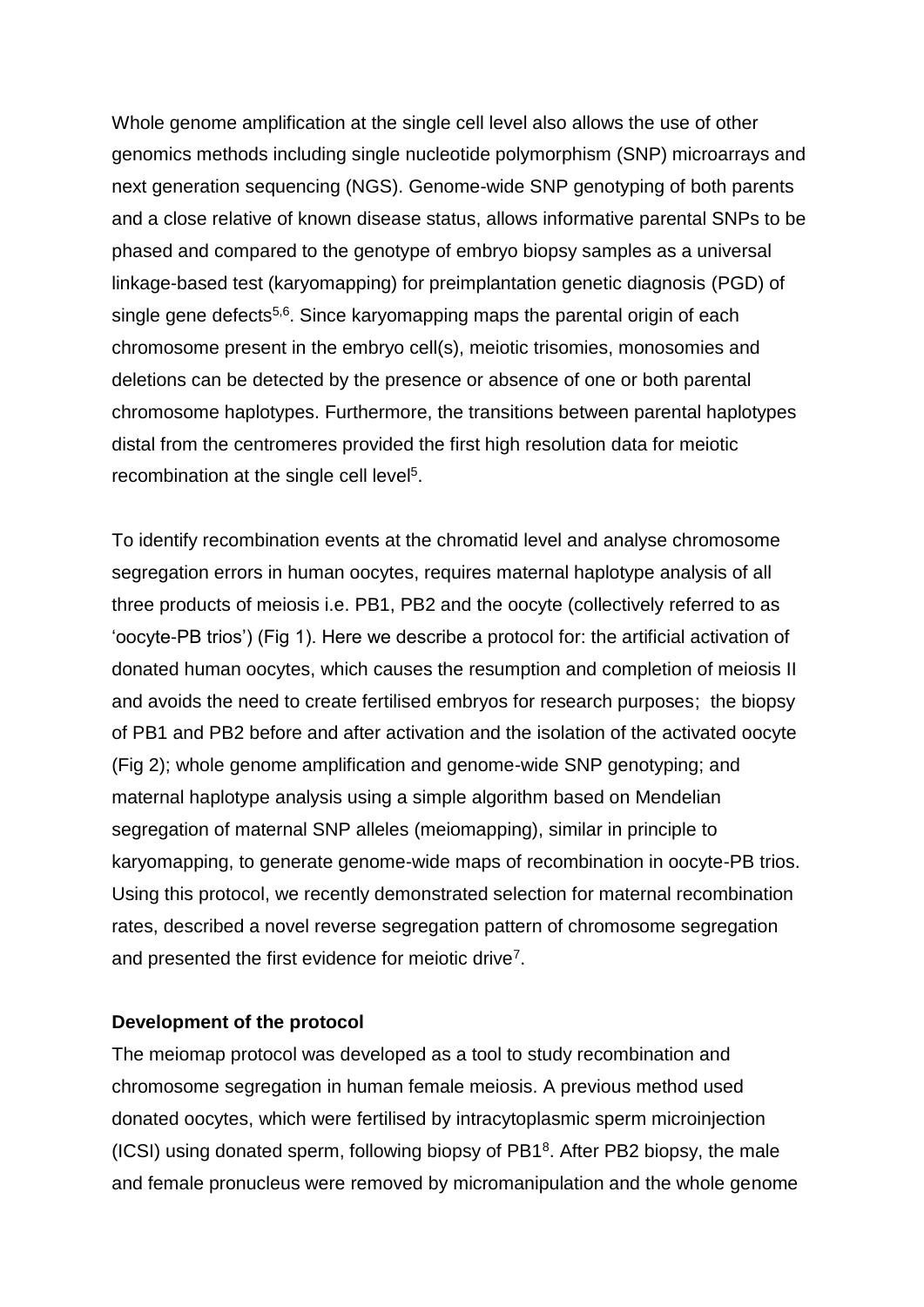Whole genome amplification at the single cell level also allows the use of other genomics methods including single nucleotide polymorphism (SNP) microarrays and next generation sequencing (NGS). Genome-wide SNP genotyping of both parents and a close relative of known disease status, allows informative parental SNPs to be phased and compared to the genotype of embryo biopsy samples as a universal linkage-based test (karyomapping) for preimplantation genetic diagnosis (PGD) of single gene defects[5,6]. Since karyomapping maps the parental origin of each chromosome present in the embryo cell(s), meiotic trisomies, monosomies and deletions can be detected by the presence or absence of one or both parental chromosome haplotypes. Furthermore, the transitions between parental haplotypes distal from the centromeres provided the first high resolution data for meiotic recombination at the single cell level[5].

To identify recombination events at the chromatid level and analyse chromosome segregation errors in human oocytes, requires maternal haplotype analysis of all three products of meiosis i.e. PB1, PB2 and the oocyte (collectively referred to as 'oocyte-PB trios') (Fig 1). Here we describe a protocol for: the artificial activation of donated human oocytes, which causes the resumption and completion of meiosis II and avoids the need to create fertilised embryos for research purposes; the biopsy of PB1 and PB2 before and after activation and the isolation of the activated oocyte (Fig 2); whole genome amplification and genome-wide SNP genotyping; and maternal haplotype analysis using a simple algorithm based on Mendelian segregation of maternal SNP alleles (meiomapping), similar in principle to karyomapping, to generate genome-wide maps of recombination in oocyte-PB trios. Using this protocol, we recently demonstrated selection for maternal recombination rates, described a novel reverse segregation pattern of chromosome segregation and presented the first evidence for meiotic drive[7].

**Development of the protocol**

The meiomap protocol was developed as a tool to study recombination and chromosome segregation in human female meiosis. A previous method used donated oocytes, which were fertilised by intracytoplasmic sperm microinjection (ICSI) using donated sperm, following biopsy of PB1[8]. After PB2 biopsy, the male and female pronucleus were removed by micromanipulation and the whole genome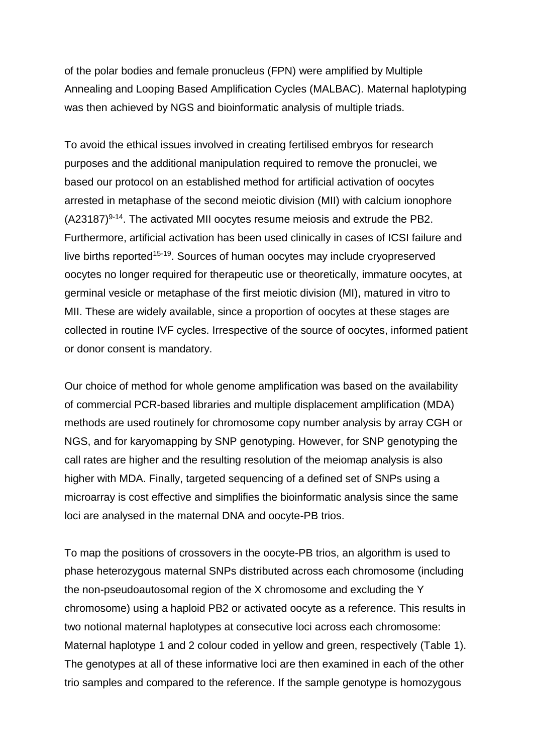of the polar bodies and female pronucleus (FPN) were amplified by Multiple Annealing and Looping Based Amplification Cycles (MALBAC). Maternal haplotyping was then achieved by NGS and bioinformatic analysis of multiple triads.

To avoid the ethical issues involved in creating fertilised embryos for research purposes and the additional manipulation required to remove the pronuclei, we based our protocol on an established method for artificial activation of oocytes arrested in metaphase of the second meiotic division (MII) with calcium ionophore (A23187)[9-14]. The activated MII oocytes resume meiosis and extrude the PB2. Furthermore, artificial activation has been used clinically in cases of ICSI failure and live births reported[15-19]. Sources of human oocytes may include cryopreserved oocytes no longer required for therapeutic use or theoretically, immature oocytes, at germinal vesicle or metaphase of the first meiotic division (MI), matured in vitro to MII. These are widely available, since a proportion of oocytes at these stages are collected in routine IVF cycles. Irrespective of the source of oocytes, informed patient or donor consent is mandatory.

Our choice of method for whole genome amplification was based on the availability of commercial PCR-based libraries and multiple displacement amplification (MDA) methods are used routinely for chromosome copy number analysis by array CGH or NGS, and for karyomapping by SNP genotyping. However, for SNP genotyping the call rates are higher and the resulting resolution of the meiomap analysis is also higher with MDA. Finally, targeted sequencing of a defined set of SNPs using a microarray is cost effective and simplifies the bioinformatic analysis since the same loci are analysed in the maternal DNA and oocyte-PB trios.

To map the positions of crossovers in the oocyte-PB trios, an algorithm is used to phase heterozygous maternal SNPs distributed across each chromosome (including the non-pseudoautosomal region of the X chromosome and excluding the Y chromosome) using a haploid PB2 or activated oocyte as a reference. This results in two notional maternal haplotypes at consecutive loci across each chromosome: Maternal haplotype 1 and 2 colour coded in yellow and green, respectively (Table 1). The genotypes at all of these informative loci are then examined in each of the other trio samples and compared to the reference. If the sample genotype is homozygous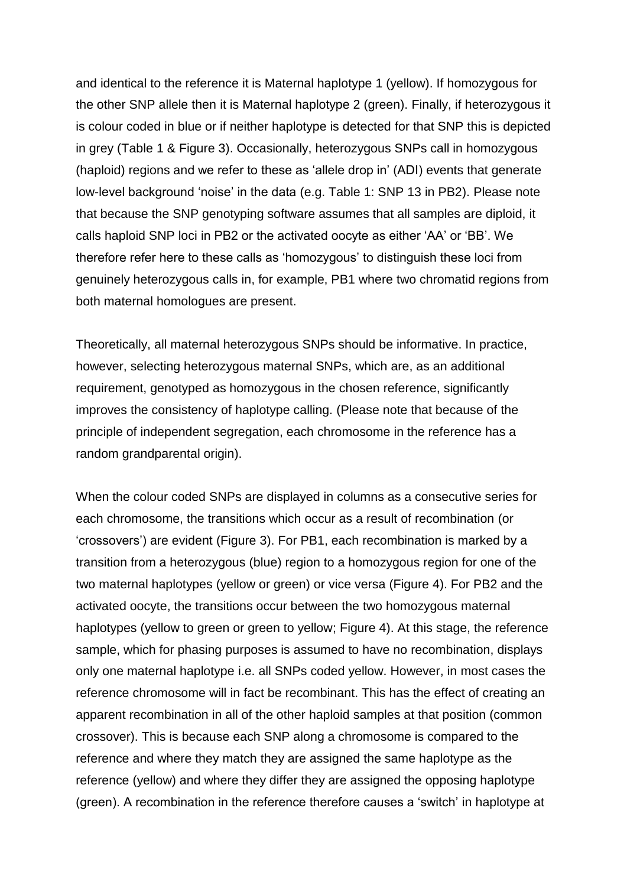and identical to the reference it is Maternal haplotype 1 (yellow). If homozygous for the other SNP allele then it is Maternal haplotype 2 (green). Finally, if heterozygous it is colour coded in blue or if neither haplotype is detected for that SNP this is depicted in grey (Table 1 & Figure 3). Occasionally, heterozygous SNPs call in homozygous (haploid) regions and we refer to these as 'allele drop in' (ADI) events that generate low-level background 'noise' in the data (e.g. Table 1: SNP 13 in PB2). Please note that because the SNP genotyping software assumes that all samples are diploid, it calls haploid SNP loci in PB2 or the activated oocyte as either 'AA' or 'BB'. We therefore refer here to these calls as 'homozygous' to distinguish these loci from genuinely heterozygous calls in, for example, PB1 where two chromatid regions from both maternal homologues are present.

Theoretically, all maternal heterozygous SNPs should be informative. In practice, however, selecting heterozygous maternal SNPs, which are, as an additional requirement, genotyped as homozygous in the chosen reference, significantly improves the consistency of haplotype calling. (Please note that because of the principle of independent segregation, each chromosome in the reference has a random grandparental origin).

When the colour coded SNPs are displayed in columns as a consecutive series for each chromosome, the transitions which occur as a result of recombination (or 'crossovers') are evident (Figure 3). For PB1, each recombination is marked by a transition from a heterozygous (blue) region to a homozygous region for one of the two maternal haplotypes (yellow or green) or vice versa (Figure 4). For PB2 and the activated oocyte, the transitions occur between the two homozygous maternal haplotypes (yellow to green or green to yellow; Figure 4). At this stage, the reference sample, which for phasing purposes is assumed to have no recombination, displays only one maternal haplotype i.e. all SNPs coded yellow. However, in most cases the reference chromosome will in fact be recombinant. This has the effect of creating an apparent recombination in all of the other haploid samples at that position (common crossover). This is because each SNP along a chromosome is compared to the reference and where they match they are assigned the same haplotype as the reference (yellow) and where they differ they are assigned the opposing haplotype (green). A recombination in the reference therefore causes a 'switch' in haplotype at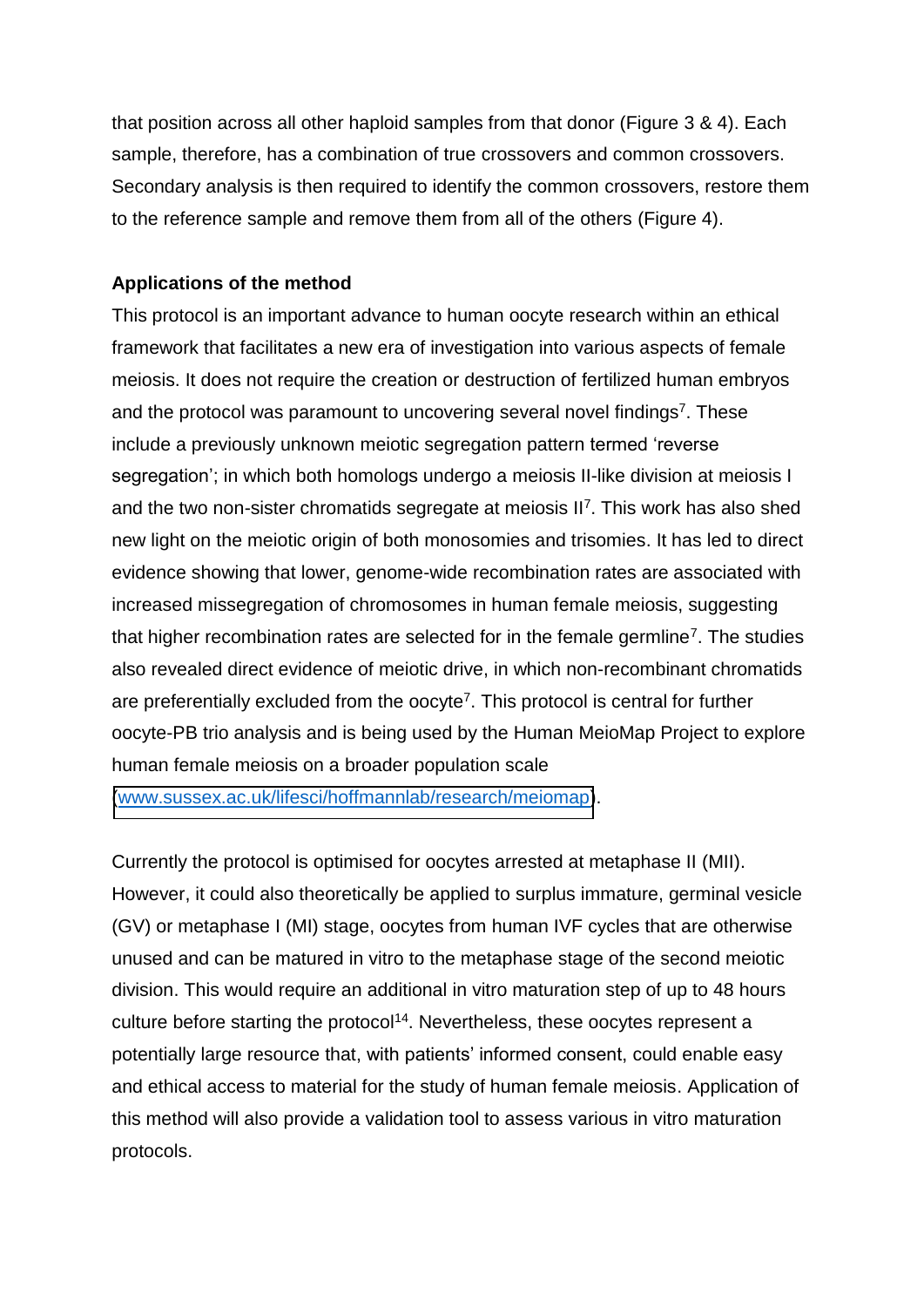that position across all other haploid samples from that donor (Figure 3 & 4). Each sample, therefore, has a combination of true crossovers and common crossovers. Secondary analysis is then required to identify the common crossovers, restore them to the reference sample and remove them from all of the others (Figure 4).

**Applications of the method**

This protocol is an important advance to human oocyte research within an ethical framework that facilitates a new era of investigation into various aspects of female meiosis. It does not require the creation or destruction of fertilized human embryos and the protocol was paramount to uncovering several novel findings[7]. These include a previously unknown meiotic segregation pattern termed 'reverse segregation'; in which both homologs undergo a meiosis II-like division at meiosis I and the two non-sister chromatids segregate at meiosis II[7]. This work has also shed new light on the meiotic origin of both monosomies and trisomies. It has led to direct evidence showing that lower, genome-wide recombination rates are associated with increased missegregation of chromosomes in human female meiosis, suggesting that higher recombination rates are selected for in the female germline[7]. The studies also revealed direct evidence of meiotic drive, in which non-recombinant chromatids are preferentially excluded from the oocyte[7]. This protocol is central for further oocyte-PB trio analysis and is being used by the Human MeioMap Project to explore human female meiosis on a broader population scale (www.sussex.ac.uk/lifesci/hoffmannlab/research/meiomap).

Currently the protocol is optimised for oocytes arrested at metaphase II (MII). However, it could also theoretically be applied to surplus immature, germinal vesicle (GV) or metaphase I (MI) stage, oocytes from human IVF cycles that are otherwise unused and can be matured in vitro to the metaphase stage of the second meiotic division. This would require an additional in vitro maturation step of up to 48 hours culture before starting the protocol[14]. Nevertheless, these oocytes represent a potentially large resource that, with patients' informed consent, could enable easy and ethical access to material for the study of human female meiosis. Application of this method will also provide a validation tool to assess various in vitro maturation protocols.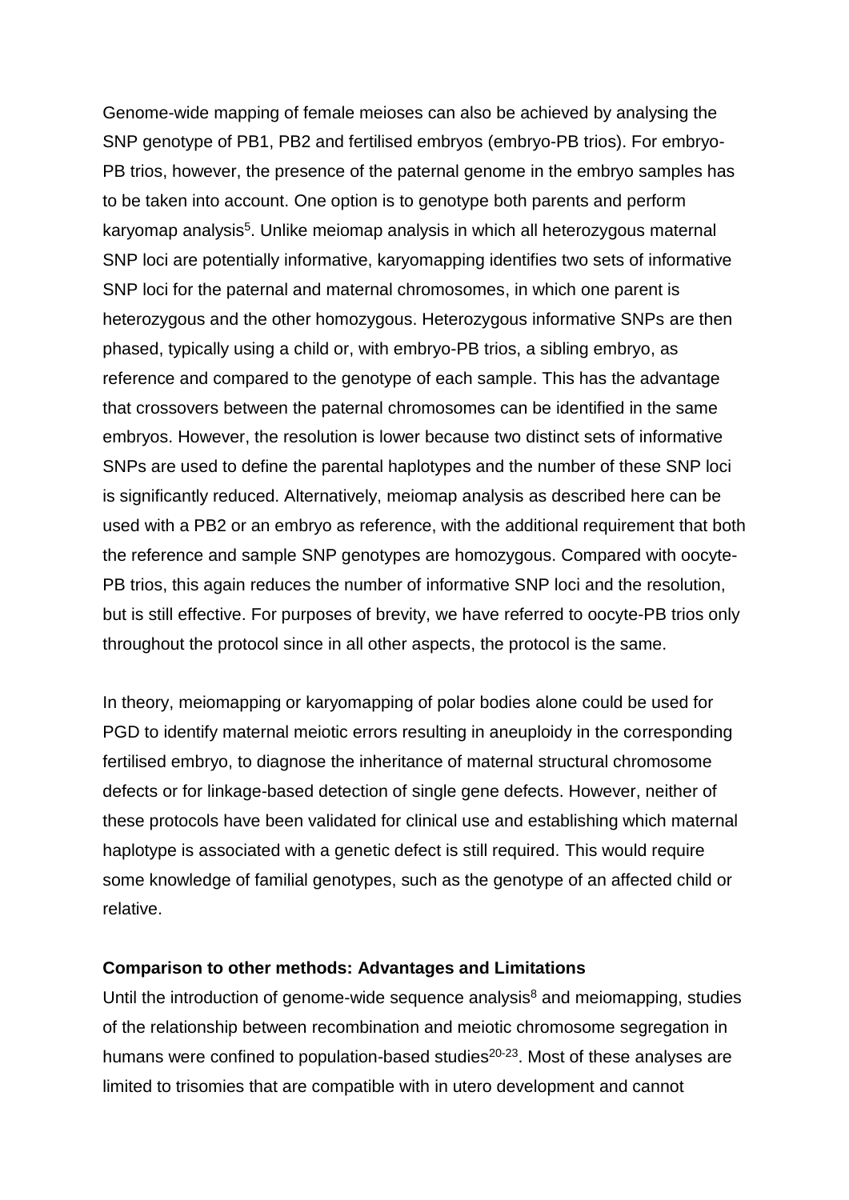Genome-wide mapping of female meioses can also be achieved by analysing the SNP genotype of PB1, PB2 and fertilised embryos (embryo-PB trios). For embryo-PB trios, however, the presence of the paternal genome in the embryo samples has to be taken into account. One option is to genotype both parents and perform karyomap analysis[5]. Unlike meiomap analysis in which all heterozygous maternal SNP loci are potentially informative, karyomapping identifies two sets of informative SNP loci for the paternal and maternal chromosomes, in which one parent is heterozygous and the other homozygous. Heterozygous informative SNPs are then phased, typically using a child or, with embryo-PB trios, a sibling embryo, as reference and compared to the genotype of each sample. This has the advantage that crossovers between the paternal chromosomes can be identified in the same embryos. However, the resolution is lower because two distinct sets of informative SNPs are used to define the parental haplotypes and the number of these SNP loci is significantly reduced. Alternatively, meiomap analysis as described here can be used with a PB2 or an embryo as reference, with the additional requirement that both the reference and sample SNP genotypes are homozygous. Compared with oocyte-PB trios, this again reduces the number of informative SNP loci and the resolution, but is still effective. For purposes of brevity, we have referred to oocyte-PB trios only throughout the protocol since in all other aspects, the protocol is the same.

In theory, meiomapping or karyomapping of polar bodies alone could be used for PGD to identify maternal meiotic errors resulting in aneuploidy in the corresponding fertilised embryo, to diagnose the inheritance of maternal structural chromosome defects or for linkage-based detection of single gene defects. However, neither of these protocols have been validated for clinical use and establishing which maternal haplotype is associated with a genetic defect is still required. This would require some knowledge of familial genotypes, such as the genotype of an affected child or relative.

**Comparison to other methods: Advantages and Limitations**

Until the introduction of genome-wide sequence analysis[8] and meiomapping, studies of the relationship between recombination and meiotic chromosome segregation in humans were confined to population-based studies[20-23]. Most of these analyses are limited to trisomies that are compatible with in utero development and cannot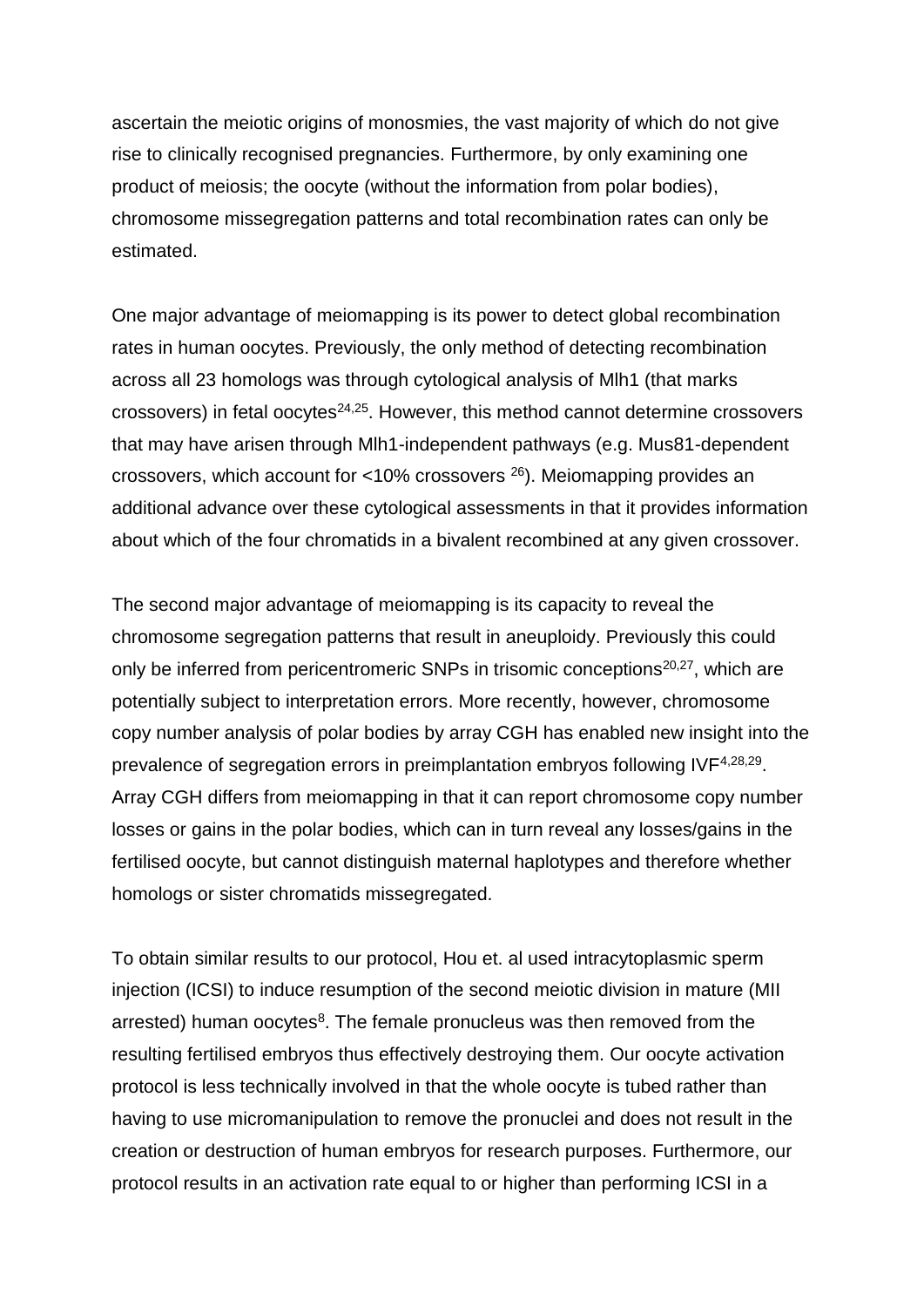ascertain the meiotic origins of monosmies, the vast majority of which do not give rise to clinically recognised pregnancies. Furthermore, by only examining one product of meiosis; the oocyte (without the information from polar bodies), chromosome missegregation patterns and total recombination rates can only be estimated.

One major advantage of meiomapping is its power to detect global recombination rates in human oocytes. Previously, the only method of detecting recombination across all 23 homologs was through cytological analysis of Mlh1 (that marks crossovers) in fetal oocytes[24,25]. However, this method cannot determine crossovers that may have arisen through Mlh1-independent pathways (e.g. Mus81-dependent crossovers, which account for <10% crossovers [26]). Meiomapping provides an additional advance over these cytological assessments in that it provides information about which of the four chromatids in a bivalent recombined at any given crossover.

The second major advantage of meiomapping is its capacity to reveal the chromosome segregation patterns that result in aneuploidy. Previously this could only be inferred from pericentromeric SNPs in trisomic conceptions[20,27], which are potentially subject to interpretation errors. More recently, however, chromosome copy number analysis of polar bodies by array CGH has enabled new insight into the prevalence of segregation errors in preimplantation embryos following IVF[4,28,29]. Array CGH differs from meiomapping in that it can report chromosome copy number losses or gains in the polar bodies, which can in turn reveal any losses/gains in the fertilised oocyte, but cannot distinguish maternal haplotypes and therefore whether homologs or sister chromatids missegregated.

To obtain similar results to our protocol, Hou et. al used intracytoplasmic sperm injection (ICSI) to induce resumption of the second meiotic division in mature (MII arrested) human oocytes[8]. The female pronucleus was then removed from the resulting fertilised embryos thus effectively destroying them. Our oocyte activation protocol is less technically involved in that the whole oocyte is tubed rather than having to use micromanipulation to remove the pronuclei and does not result in the creation or destruction of human embryos for research purposes. Furthermore, our protocol results in an activation rate equal to or higher than performing ICSI in a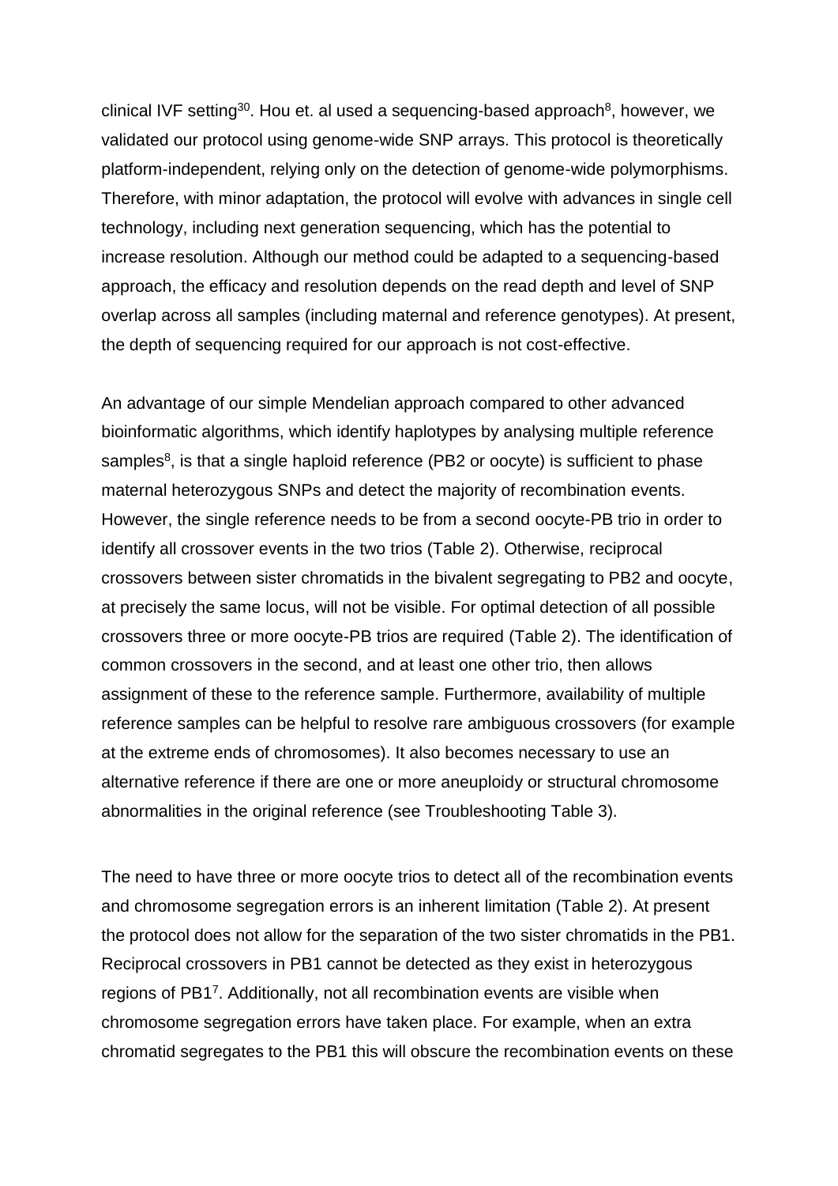clinical IVF setting[30]. Hou et. al used a sequencing-based approach[8], however, we validated our protocol using genome-wide SNP arrays. This protocol is theoretically platform-independent, relying only on the detection of genome-wide polymorphisms. Therefore, with minor adaptation, the protocol will evolve with advances in single cell technology, including next generation sequencing, which has the potential to increase resolution. Although our method could be adapted to a sequencing-based approach, the efficacy and resolution depends on the read depth and level of SNP overlap across all samples (including maternal and reference genotypes). At present, the depth of sequencing required for our approach is not cost-effective.

An advantage of our simple Mendelian approach compared to other advanced bioinformatic algorithms, which identify haplotypes by analysing multiple reference samples[8], is that a single haploid reference (PB2 or oocyte) is sufficient to phase maternal heterozygous SNPs and detect the majority of recombination events. However, the single reference needs to be from a second oocyte-PB trio in order to identify all crossover events in the two trios (Table 2). Otherwise, reciprocal crossovers between sister chromatids in the bivalent segregating to PB2 and oocyte, at precisely the same locus, will not be visible. For optimal detection of all possible crossovers three or more oocyte-PB trios are required (Table 2). The identification of common crossovers in the second, and at least one other trio, then allows assignment of these to the reference sample. Furthermore, availability of multiple reference samples can be helpful to resolve rare ambiguous crossovers (for example at the extreme ends of chromosomes). It also becomes necessary to use an alternative reference if there are one or more aneuploidy or structural chromosome abnormalities in the original reference (see Troubleshooting Table 3).

The need to have three or more oocyte trios to detect all of the recombination events and chromosome segregation errors is an inherent limitation (Table 2). At present the protocol does not allow for the separation of the two sister chromatids in the PB1. Reciprocal crossovers in PB1 cannot be detected as they exist in heterozygous regions of PB1[7]. Additionally, not all recombination events are visible when chromosome segregation errors have taken place. For example, when an extra chromatid segregates to the PB1 this will obscure the recombination events on these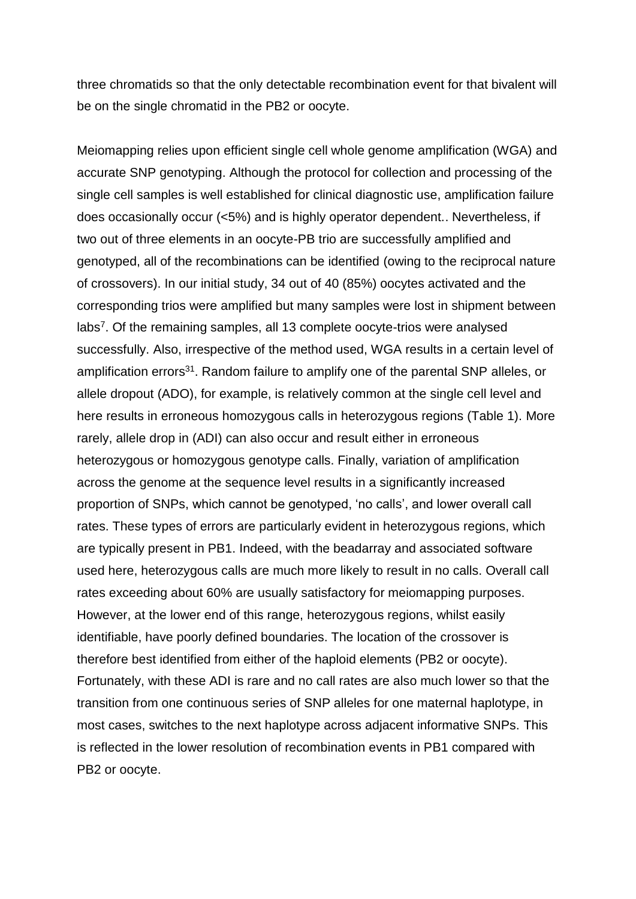three chromatids so that the only detectable recombination event for that bivalent will be on the single chromatid in the PB2 or oocyte.

Meiomapping relies upon efficient single cell whole genome amplification (WGA) and accurate SNP genotyping. Although the protocol for collection and processing of the single cell samples is well established for clinical diagnostic use, amplification failure does occasionally occur (<5%) and is highly operator dependent.. Nevertheless, if two out of three elements in an oocyte-PB trio are successfully amplified and genotyped, all of the recombinations can be identified (owing to the reciprocal nature of crossovers). In our initial study, 34 out of 40 (85%) oocytes activated and the corresponding trios were amplified but many samples were lost in shipment between labs[7]. Of the remaining samples, all 13 complete oocyte-trios were analysed successfully. Also, irrespective of the method used, WGA results in a certain level of amplification errors[31]. Random failure to amplify one of the parental SNP alleles, or allele dropout (ADO), for example, is relatively common at the single cell level and here results in erroneous homozygous calls in heterozygous regions (Table 1). More rarely, allele drop in (ADI) can also occur and result either in erroneous heterozygous or homozygous genotype calls. Finally, variation of amplification across the genome at the sequence level results in a significantly increased proportion of SNPs, which cannot be genotyped, 'no calls', and lower overall call rates. These types of errors are particularly evident in heterozygous regions, which are typically present in PB1. Indeed, with the beadarray and associated software used here, heterozygous calls are much more likely to result in no calls. Overall call rates exceeding about 60% are usually satisfactory for meiomapping purposes. However, at the lower end of this range, heterozygous regions, whilst easily identifiable, have poorly defined boundaries. The location of the crossover is therefore best identified from either of the haploid elements (PB2 or oocyte). Fortunately, with these ADI is rare and no call rates are also much lower so that the transition from one continuous series of SNP alleles for one maternal haplotype, in most cases, switches to the next haplotype across adjacent informative SNPs. This is reflected in the lower resolution of recombination events in PB1 compared with PB2 or oocyte.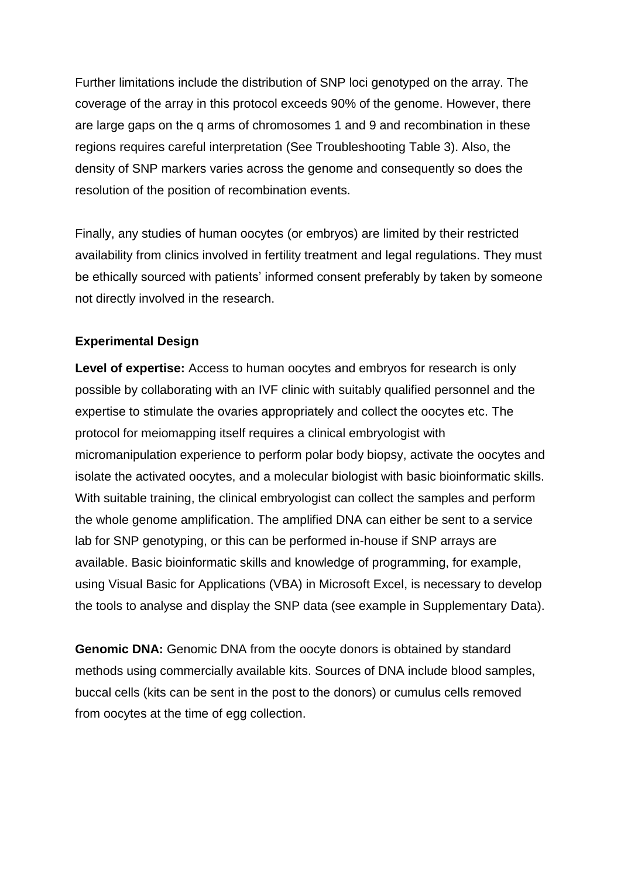Further limitations include the distribution of SNP loci genotyped on the array. The coverage of the array in this protocol exceeds 90% of the genome. However, there are large gaps on the q arms of chromosomes 1 and 9 and recombination in these regions requires careful interpretation (See Troubleshooting Table 3). Also, the density of SNP markers varies across the genome and consequently so does the resolution of the position of recombination events.

Finally, any studies of human oocytes (or embryos) are limited by their restricted availability from clinics involved in fertility treatment and legal regulations. They must be ethically sourced with patients' informed consent preferably by taken by someone not directly involved in the research.

**Experimental Design**

**Level of expertise:** Access to human oocytes and embryos for research is only possible by collaborating with an IVF clinic with suitably qualified personnel and the expertise to stimulate the ovaries appropriately and collect the oocytes etc. The protocol for meiomapping itself requires a clinical embryologist with micromanipulation experience to perform polar body biopsy, activate the oocytes and isolate the activated oocytes, and a molecular biologist with basic bioinformatic skills. With suitable training, the clinical embryologist can collect the samples and perform the whole genome amplification. The amplified DNA can either be sent to a service lab for SNP genotyping, or this can be performed in-house if SNP arrays are available. Basic bioinformatic skills and knowledge of programming, for example, using Visual Basic for Applications (VBA) in Microsoft Excel, is necessary to develop the tools to analyse and display the SNP data (see example in Supplementary Data).

**Genomic DNA:** Genomic DNA from the oocyte donors is obtained by standard methods using commercially available kits. Sources of DNA include blood samples, buccal cells (kits can be sent in the post to the donors) or cumulus cells removed from oocytes at the time of egg collection.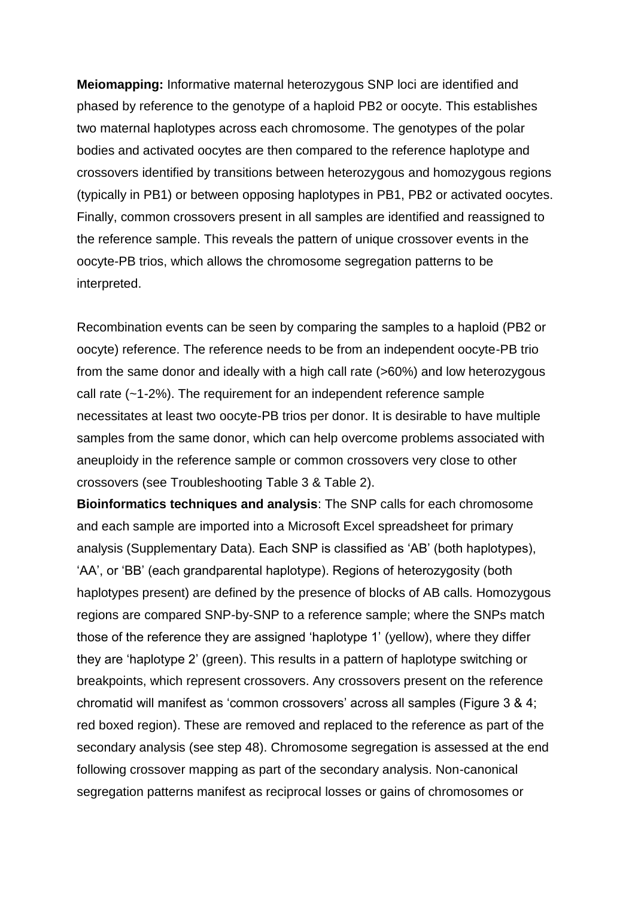**Meiomapping:** Informative maternal heterozygous SNP loci are identified and phased by reference to the genotype of a haploid PB2 or oocyte. This establishes two maternal haplotypes across each chromosome. The genotypes of the polar bodies and activated oocytes are then compared to the reference haplotype and crossovers identified by transitions between heterozygous and homozygous regions (typically in PB1) or between opposing haplotypes in PB1, PB2 or activated oocytes. Finally, common crossovers present in all samples are identified and reassigned to the reference sample. This reveals the pattern of unique crossover events in the oocyte-PB trios, which allows the chromosome segregation patterns to be interpreted.

Recombination events can be seen by comparing the samples to a haploid (PB2 or oocyte) reference. The reference needs to be from an independent oocyte-PB trio from the same donor and ideally with a high call rate (>60%) and low heterozygous call rate (~1-2%). The requirement for an independent reference sample necessitates at least two oocyte-PB trios per donor. It is desirable to have multiple samples from the same donor, which can help overcome problems associated with aneuploidy in the reference sample or common crossovers very close to other crossovers (see Troubleshooting Table 3 & Table 2).

**Bioinformatics techniques and analysis**: The SNP calls for each chromosome and each sample are imported into a Microsoft Excel spreadsheet for primary analysis (Supplementary Data). Each SNP is classified as 'AB' (both haplotypes), 'AA', or 'BB' (each grandparental haplotype). Regions of heterozygosity (both haplotypes present) are defined by the presence of blocks of AB calls. Homozygous regions are compared SNP-by-SNP to a reference sample; where the SNPs match those of the reference they are assigned 'haplotype 1' (yellow), where they differ they are 'haplotype 2' (green). This results in a pattern of haplotype switching or breakpoints, which represent crossovers. Any crossovers present on the reference chromatid will manifest as 'common crossovers' across all samples (Figure 3 & 4; red boxed region). These are removed and replaced to the reference as part of the secondary analysis (see step 48). Chromosome segregation is assessed at the end following crossover mapping as part of the secondary analysis. Non-canonical segregation patterns manifest as reciprocal losses or gains of chromosomes or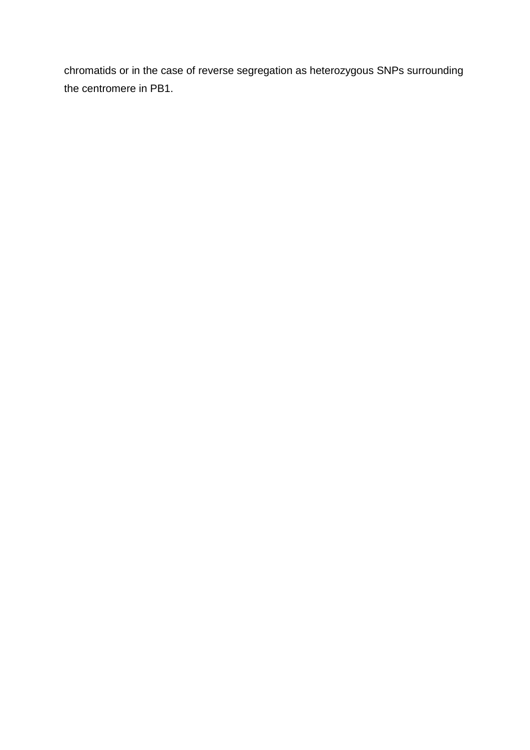chromatids or in the case of reverse segregation as heterozygous SNPs surrounding the centromere in PB1.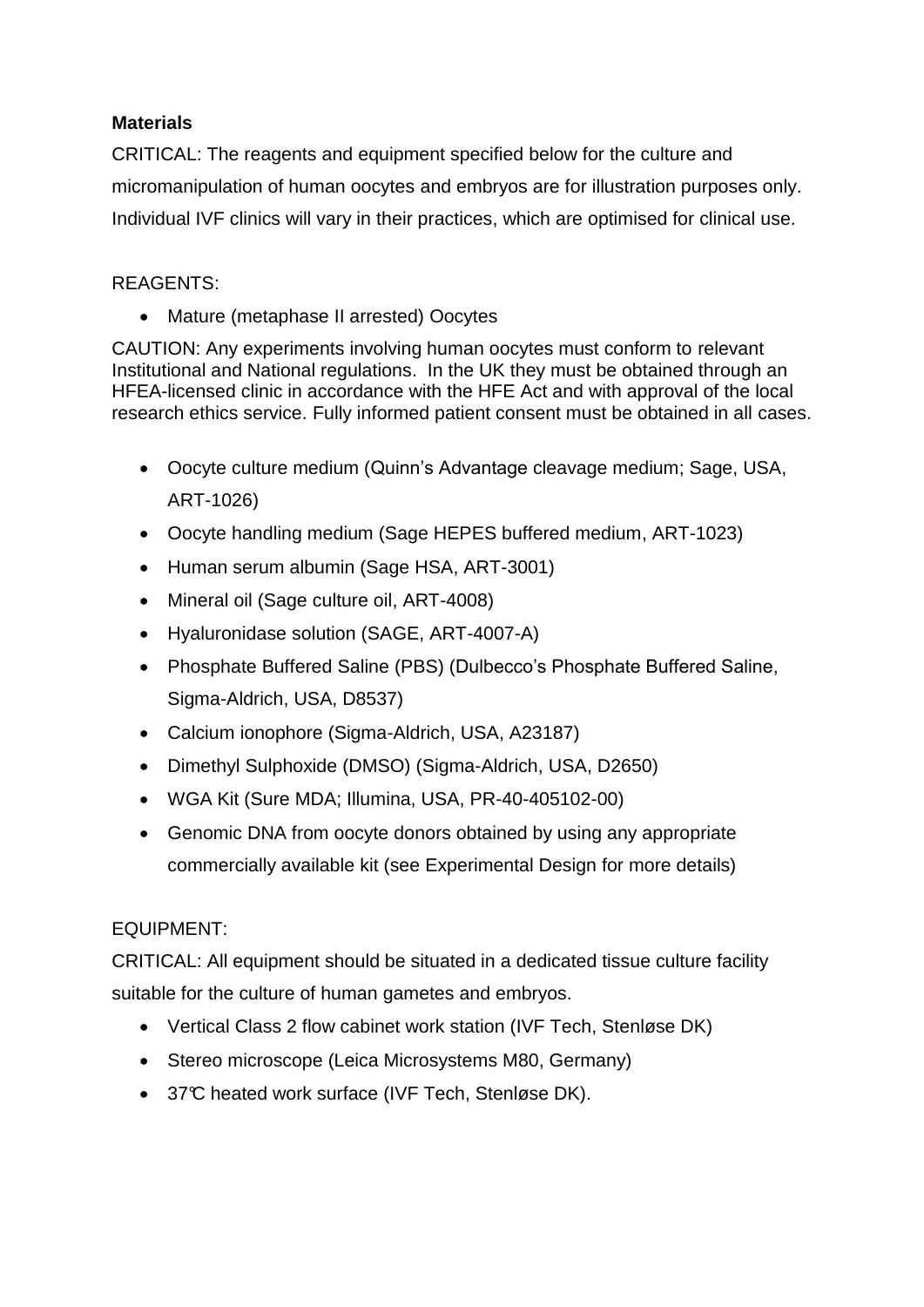**Materials**

CRITICAL: The reagents and equipment specified below for the culture and micromanipulation of human oocytes and embryos are for illustration purposes only. Individual IVF clinics will vary in their practices, which are optimised for clinical use.

REAGENTS:

- Mature (metaphase II arrested) Oocytes

CAUTION: Any experiments involving human oocytes must conform to relevant Institutional and National regulations. In the UK they must be obtained through an HFEA-licensed clinic in accordance with the HFE Act and with approval of the local research ethics service. Fully informed patient consent must be obtained in all cases.

- Oocyte culture medium (Quinn's Advantage cleavage medium; Sage, USA, ART-1026)
- Oocyte handling medium (Sage HEPES buffered medium, ART-1023)
- Human serum albumin (Sage HSA, ART-3001)
- Mineral oil (Sage culture oil, ART-4008)
- Hyaluronidase solution (SAGE, ART-4007-A)
- Phosphate Buffered Saline (PBS) (Dulbecco's Phosphate Buffered Saline, Sigma-Aldrich, USA, D8537)
- Calcium ionophore (Sigma-Aldrich, USA, A23187)
- Dimethyl Sulphoxide (DMSO) (Sigma-Aldrich, USA, D2650)
- WGA Kit (Sure MDA; Illumina, USA, PR-40-405102-00)
- Genomic DNA from oocyte donors obtained by using any appropriate commercially available kit (see Experimental Design for more details)

EQUIPMENT:

CRITICAL: All equipment should be situated in a dedicated tissue culture facility suitable for the culture of human gametes and embryos.

- Vertical Class 2 flow cabinet work station (IVF Tech, Stenløse DK)
- Stereo microscope (Leica Microsystems M80, Germany)
- 37℃ heated work surface (IVF Tech, Stenløse DK).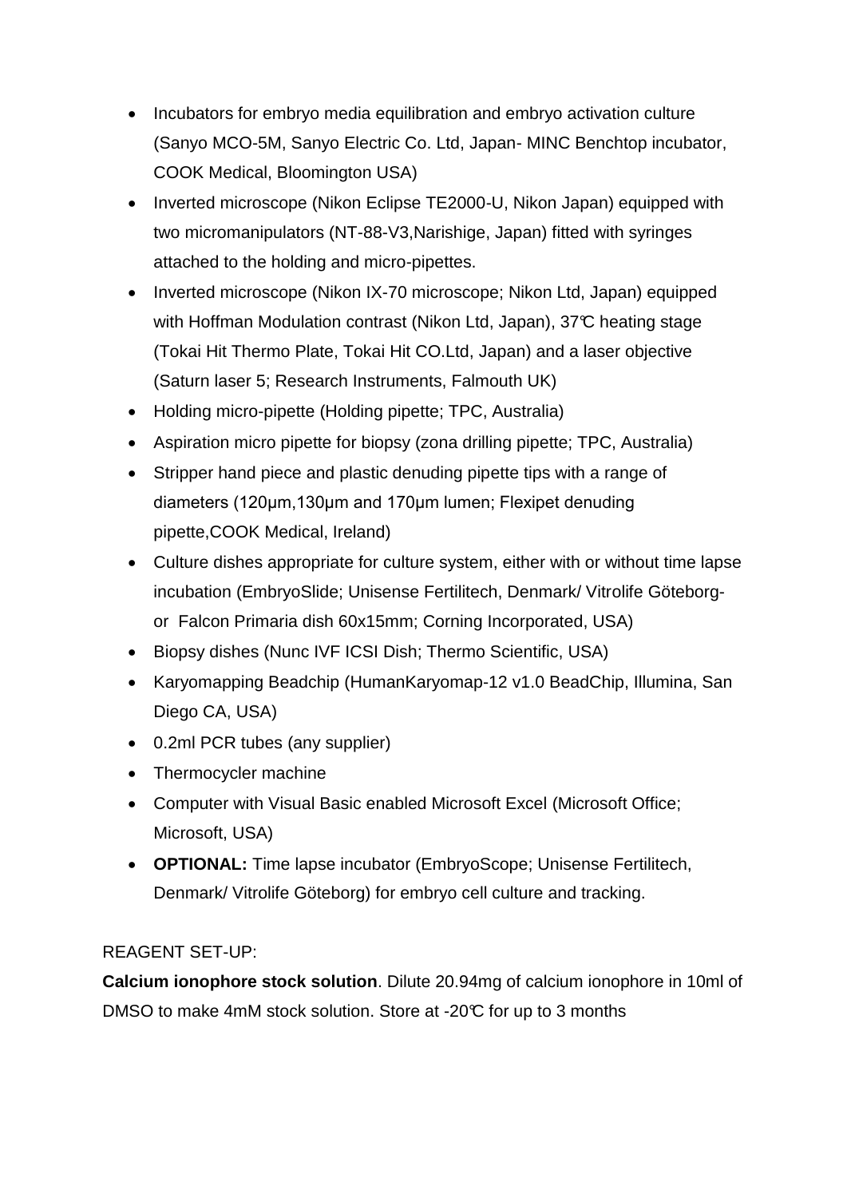- Incubators for embryo media equilibration and embryo activation culture (Sanyo MCO-5M, Sanyo Electric Co. Ltd, Japan- MINC Benchtop incubator, COOK Medical, Bloomington USA)
- Inverted microscope (Nikon Eclipse TE2000-U, Nikon Japan) equipped with two micromanipulators (NT-88-V3,Narishige, Japan) fitted with syringes attached to the holding and micro-pipettes.
- Inverted microscope (Nikon IX-70 microscope; Nikon Ltd, Japan) equipped with Hoffman Modulation contrast (Nikon Ltd, Japan), 37℃ heating stage (Tokai Hit Thermo Plate, Tokai Hit CO.Ltd, Japan) and a laser objective (Saturn laser 5; Research Instruments, Falmouth UK)
- Holding micro-pipette (Holding pipette; TPC, Australia)
- Aspiration micro pipette for biopsy (zona drilling pipette; TPC, Australia)
- Stripper hand piece and plastic denuding pipette tips with a range of diameters (120µm,130µm and 170µm lumen; Flexipet denuding pipette,COOK Medical, Ireland)
- Culture dishes appropriate for culture system, either with or without time lapse incubation (EmbryoSlide; Unisense Fertilitech, Denmark/ Vitrolife Göteborg- or Falcon Primaria dish 60x15mm; Corning Incorporated, USA)
- Biopsy dishes (Nunc IVF ICSI Dish; Thermo Scientific, USA)
- Karyomapping Beadchip (HumanKaryomap-12 v1.0 BeadChip, Illumina, San Diego CA, USA)
- 0.2ml PCR tubes (any supplier)
- Thermocycler machine
- Computer with Visual Basic enabled Microsoft Excel (Microsoft Office; Microsoft, USA)
- **OPTIONAL:** Time lapse incubator (EmbryoScope; Unisense Fertilitech, Denmark/ Vitrolife Göteborg) for embryo cell culture and tracking.

REAGENT SET-UP:

**Calcium ionophore stock solution**. Dilute 20.94mg of calcium ionophore in 10ml of DMSO to make 4mM stock solution. Store at -20℃ for up to 3 months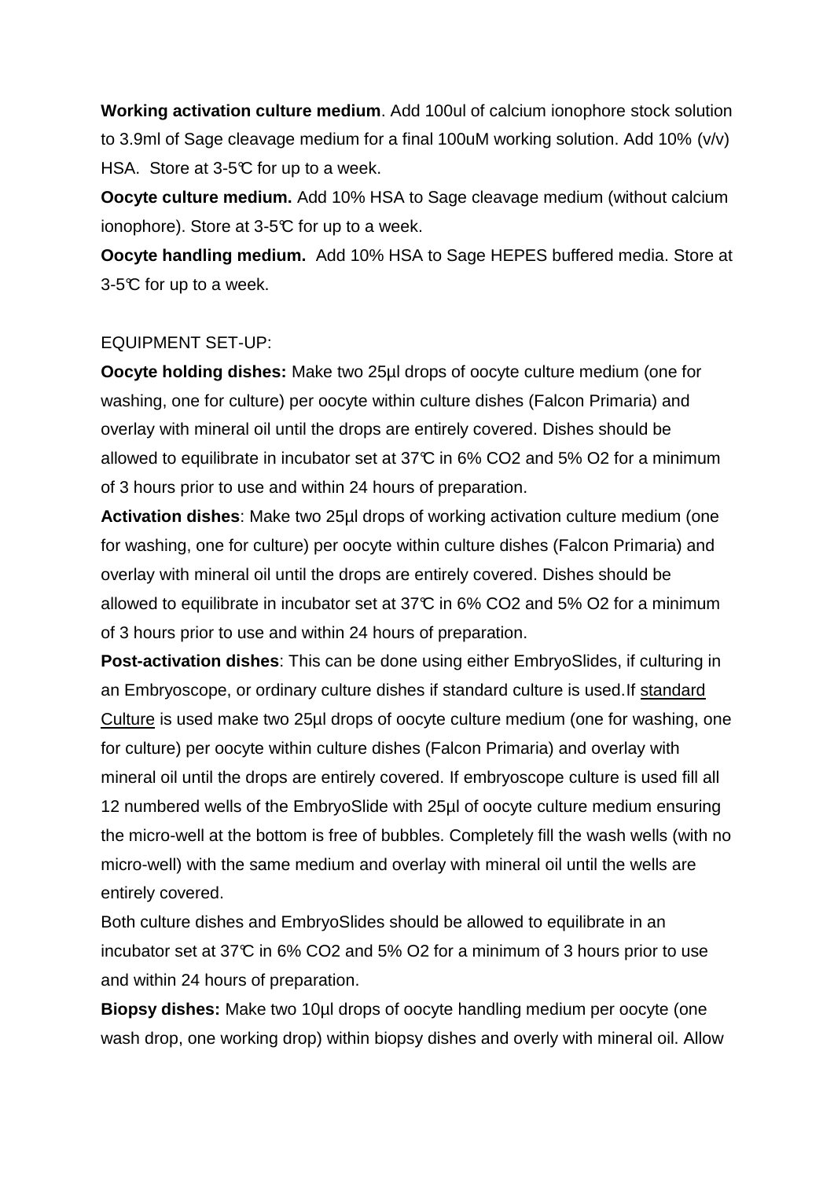**Working activation culture medium**. Add 100ul of calcium ionophore stock solution to 3.9ml of Sage cleavage medium for a final 100uM working solution. Add 10% (v/v) HSA. Store at 3-5℃ for up to a week.

**Oocyte culture medium.** Add 10% HSA to Sage cleavage medium (without calcium ionophore). Store at 3-5℃ for up to a week.

**Oocyte handling medium.** Add 10% HSA to Sage HEPES buffered media. Store at 3-5℃ for up to a week.

EQUIPMENT SET-UP:

**Oocyte holding dishes:** Make two 25µl drops of oocyte culture medium (one for washing, one for culture) per oocyte within culture dishes (Falcon Primaria) and overlay with mineral oil until the drops are entirely covered. Dishes should be allowed to equilibrate in incubator set at 37℃ in 6% $CO_2$ and 5% $O_2$ for a minimum of 3 hours prior to use and within 24 hours of preparation.

**Activation dishes**: Make two 25µl drops of working activation culture medium (one for washing, one for culture) per oocyte within culture dishes (Falcon Primaria) and overlay with mineral oil until the drops are entirely covered. Dishes should be allowed to equilibrate in incubator set at 37℃ in 6% $CO_2$ and 5% $O_2$ for a minimum of 3 hours prior to use and within 24 hours of preparation.

**Post-activation dishes**: This can be done using either EmbryoSlides, if culturing in an Embryoscope, or ordinary culture dishes if standard culture is used.If standard Culture is used make two 25µl drops of oocyte culture medium (one for washing, one for culture) per oocyte within culture dishes (Falcon Primaria) and overlay with mineral oil until the drops are entirely covered. If embryoscope culture is used fill all 12 numbered wells of the EmbryoSlide with 25µl of oocyte culture medium ensuring the micro-well at the bottom is free of bubbles. Completely fill the wash wells (with no micro-well) with the same medium and overlay with mineral oil until the wells are entirely covered.

Both culture dishes and EmbryoSlides should be allowed to equilibrate in an incubator set at 37℃ in 6% $CO_2$ and 5% $O_2$ for a minimum of 3 hours prior to use and within 24 hours of preparation.

**Biopsy dishes:** Make two 10µl drops of oocyte handling medium per oocyte (one wash drop, one working drop) within biopsy dishes and overly with mineral oil. Allow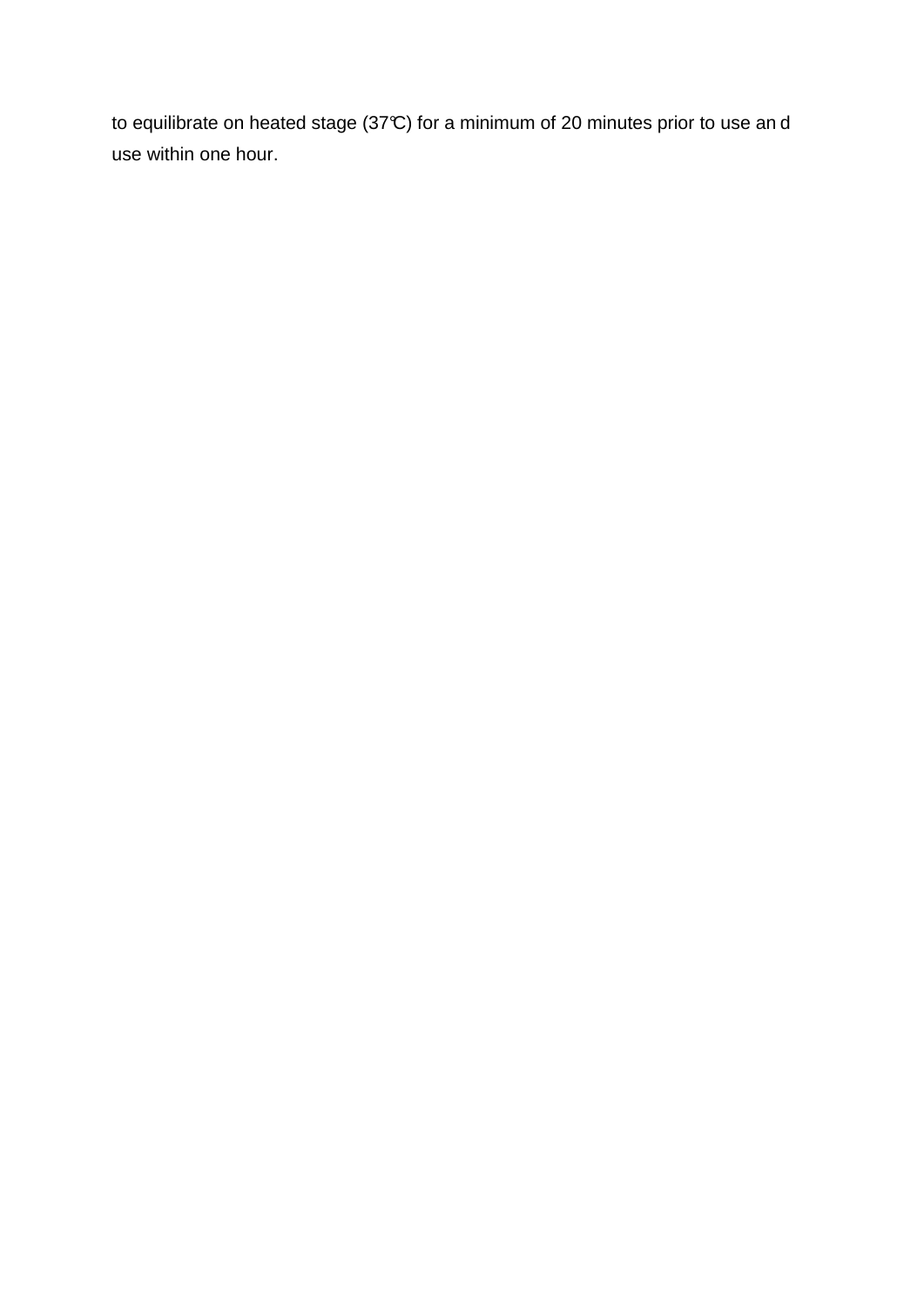to equilibrate on heated stage (37℃) for a minimum of 20 minutes prior to use an d use within one hour.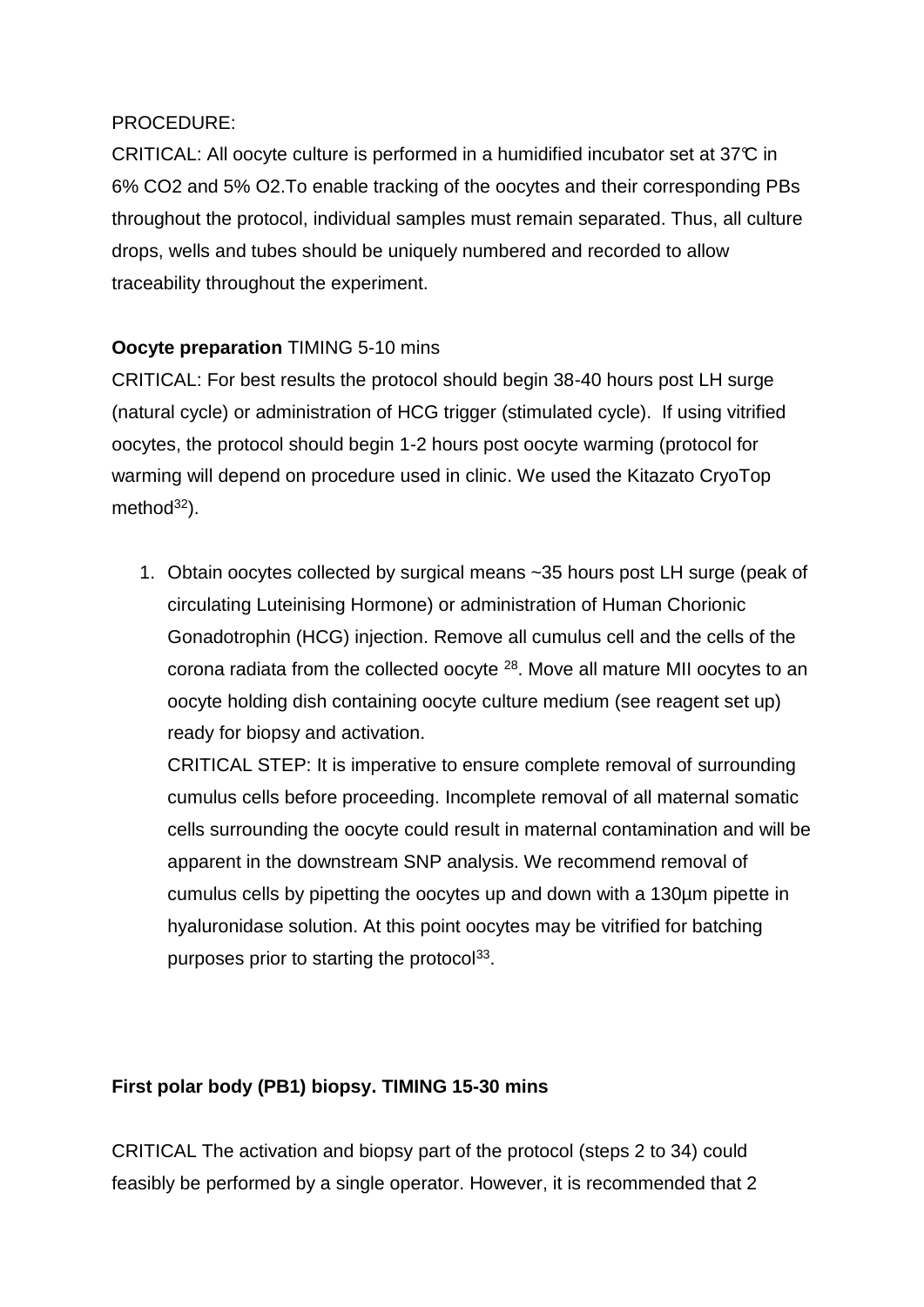PROCEDURE:

CRITICAL: All oocyte culture is performed in a humidified incubator set at 37℃ in 6% $CO_2$ and 5% $O_2$.To enable tracking of the oocytes and their corresponding PBs throughout the protocol, individual samples must remain separated. Thus, all culture drops, wells and tubes should be uniquely numbered and recorded to allow traceability throughout the experiment.

**Oocyte preparation** TIMING 5-10 mins

CRITICAL: For best results the protocol should begin 38-40 hours post LH surge (natural cycle) or administration of HCG trigger (stimulated cycle). If using vitrified oocytes, the protocol should begin 1-2 hours post oocyte warming (protocol for warming will depend on procedure used in clinic. We used the Kitazato CryoTop method[32]).

1. Obtain oocytes collected by surgical means ~35 hours post LH surge (peak of circulating Luteinising Hormone) or administration of Human Chorionic Gonadotrophin (HCG) injection. Remove all cumulus cell and the cells of the corona radiata from the collected oocyte [28]. Move all mature MII oocytes to an oocyte holding dish containing oocyte culture medium (see reagent set up) ready for biopsy and activation.

   CRITICAL STEP: It is imperative to ensure complete removal of surrounding cumulus cells before proceeding. Incomplete removal of all maternal somatic cells surrounding the oocyte could result in maternal contamination and will be apparent in the downstream SNP analysis. We recommend removal of cumulus cells by pipetting the oocytes up and down with a 130µm pipette in hyaluronidase solution. At this point oocytes may be vitrified for batching purposes prior to starting the protocol[33].

**First polar body (PB1) biopsy. TIMING 15-30 mins**

CRITICAL The activation and biopsy part of the protocol (steps 2 to 34) could feasibly be performed by a single operator. However, it is recommended that 2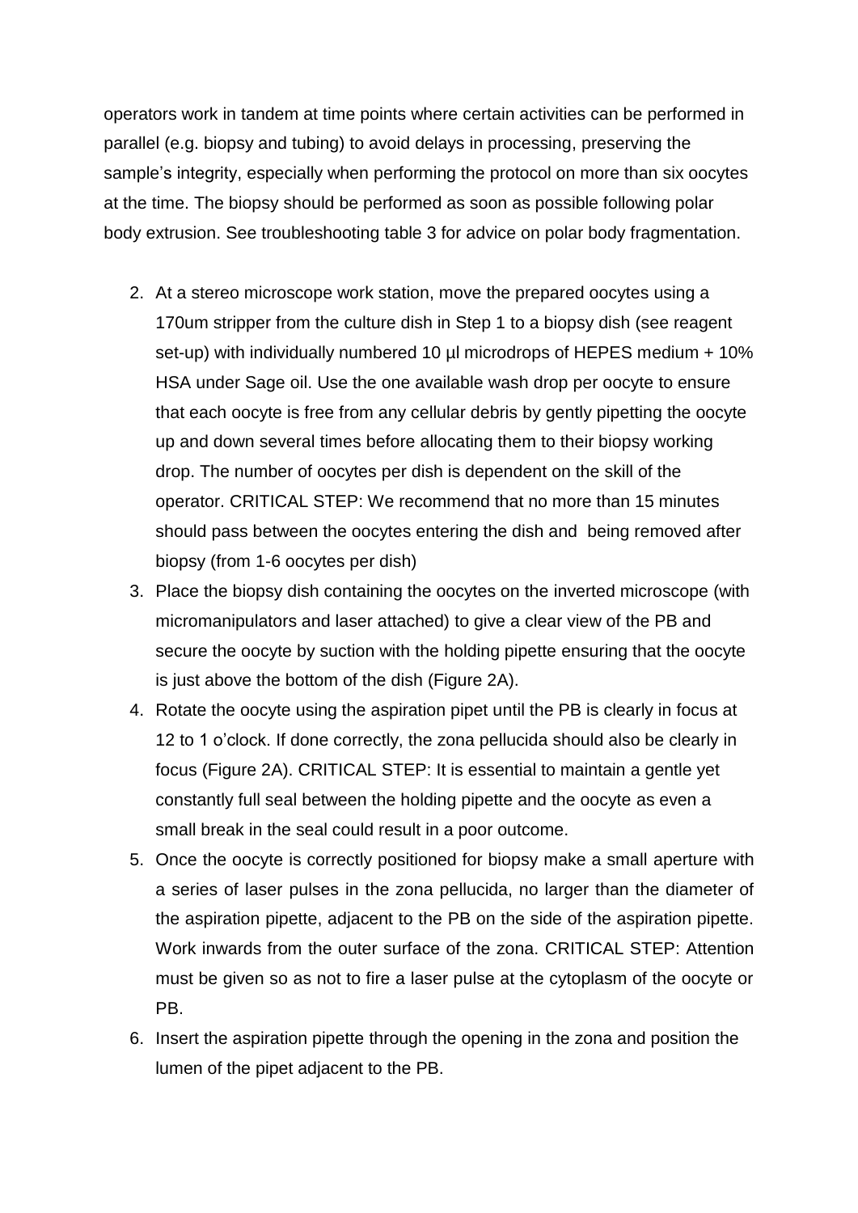operators work in tandem at time points where certain activities can be performed in parallel (e.g. biopsy and tubing) to avoid delays in processing, preserving the sample's integrity, especially when performing the protocol on more than six oocytes at the time. The biopsy should be performed as soon as possible following polar body extrusion. See troubleshooting table 3 for advice on polar body fragmentation.

2. At a stereo microscope work station, move the prepared oocytes using a 170um stripper from the culture dish in Step 1 to a biopsy dish (see reagent set-up) with individually numbered 10 µl microdrops of HEPES medium + 10% HSA under Sage oil. Use the one available wash drop per oocyte to ensure that each oocyte is free from any cellular debris by gently pipetting the oocyte up and down several times before allocating them to their biopsy working drop. The number of oocytes per dish is dependent on the skill of the operator. CRITICAL STEP: We recommend that no more than 15 minutes should pass between the oocytes entering the dish and being removed after biopsy (from 1-6 oocytes per dish)
3. Place the biopsy dish containing the oocytes on the inverted microscope (with micromanipulators and laser attached) to give a clear view of the PB and secure the oocyte by suction with the holding pipette ensuring that the oocyte is just above the bottom of the dish (Figure 2A).
4. Rotate the oocyte using the aspiration pipet until the PB is clearly in focus at 12 to 1 o'clock. If done correctly, the zona pellucida should also be clearly in focus (Figure 2A). CRITICAL STEP: It is essential to maintain a gentle yet constantly full seal between the holding pipette and the oocyte as even a small break in the seal could result in a poor outcome.
5. Once the oocyte is correctly positioned for biopsy make a small aperture with a series of laser pulses in the zona pellucida, no larger than the diameter of the aspiration pipette, adjacent to the PB on the side of the aspiration pipette. Work inwards from the outer surface of the zona. CRITICAL STEP: Attention must be given so as not to fire a laser pulse at the cytoplasm of the oocyte or PB.
6. Insert the aspiration pipette through the opening in the zona and position the lumen of the pipet adjacent to the PB.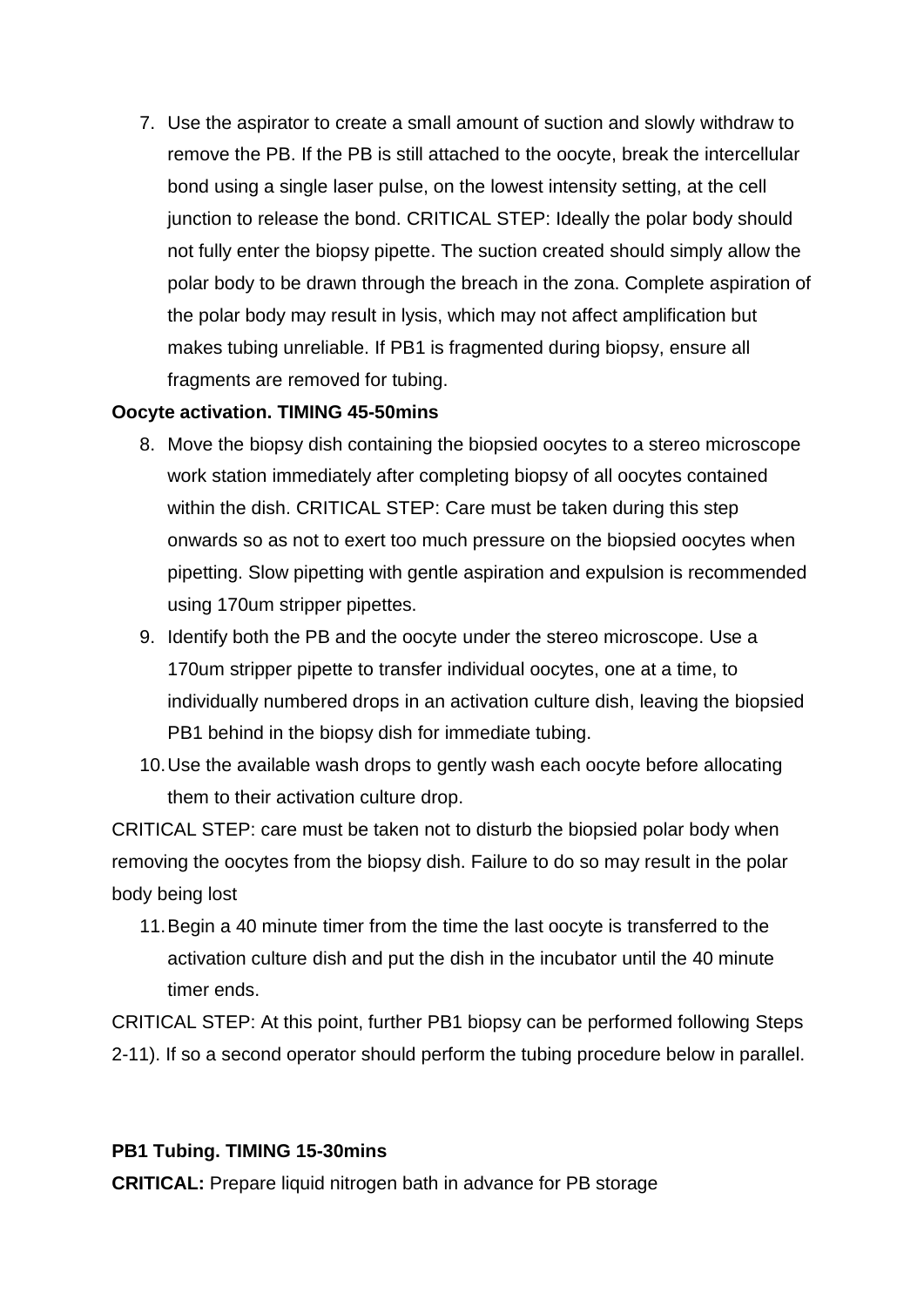7. Use the aspirator to create a small amount of suction and slowly withdraw to remove the PB. If the PB is still attached to the oocyte, break the intercellular bond using a single laser pulse, on the lowest intensity setting, at the cell junction to release the bond. CRITICAL STEP: Ideally the polar body should not fully enter the biopsy pipette. The suction created should simply allow the polar body to be drawn through the breach in the zona. Complete aspiration of the polar body may result in lysis, which may not affect amplification but makes tubing unreliable. If PB1 is fragmented during biopsy, ensure all fragments are removed for tubing.

**Oocyte activation. TIMING 45-50mins**

8. Move the biopsy dish containing the biopsied oocytes to a stereo microscope work station immediately after completing biopsy of all oocytes contained within the dish. CRITICAL STEP: Care must be taken during this step onwards so as not to exert too much pressure on the biopsied oocytes when pipetting. Slow pipetting with gentle aspiration and expulsion is recommended using 170um stripper pipettes.
9. Identify both the PB and the oocyte under the stereo microscope. Use a 170um stripper pipette to transfer individual oocytes, one at a time, to individually numbered drops in an activation culture dish, leaving the biopsied PB1 behind in the biopsy dish for immediate tubing.
10. Use the available wash drops to gently wash each oocyte before allocating them to their activation culture drop.

CRITICAL STEP: care must be taken not to disturb the biopsied polar body when removing the oocytes from the biopsy dish. Failure to do so may result in the polar body being lost

11. Begin a 40 minute timer from the time the last oocyte is transferred to the activation culture dish and put the dish in the incubator until the 40 minute timer ends.

CRITICAL STEP: At this point, further PB1 biopsy can be performed following Steps 2-11). If so a second operator should perform the tubing procedure below in parallel.

**PB1 Tubing. TIMING 15-30mins**

**CRITICAL:** Prepare liquid nitrogen bath in advance for PB storage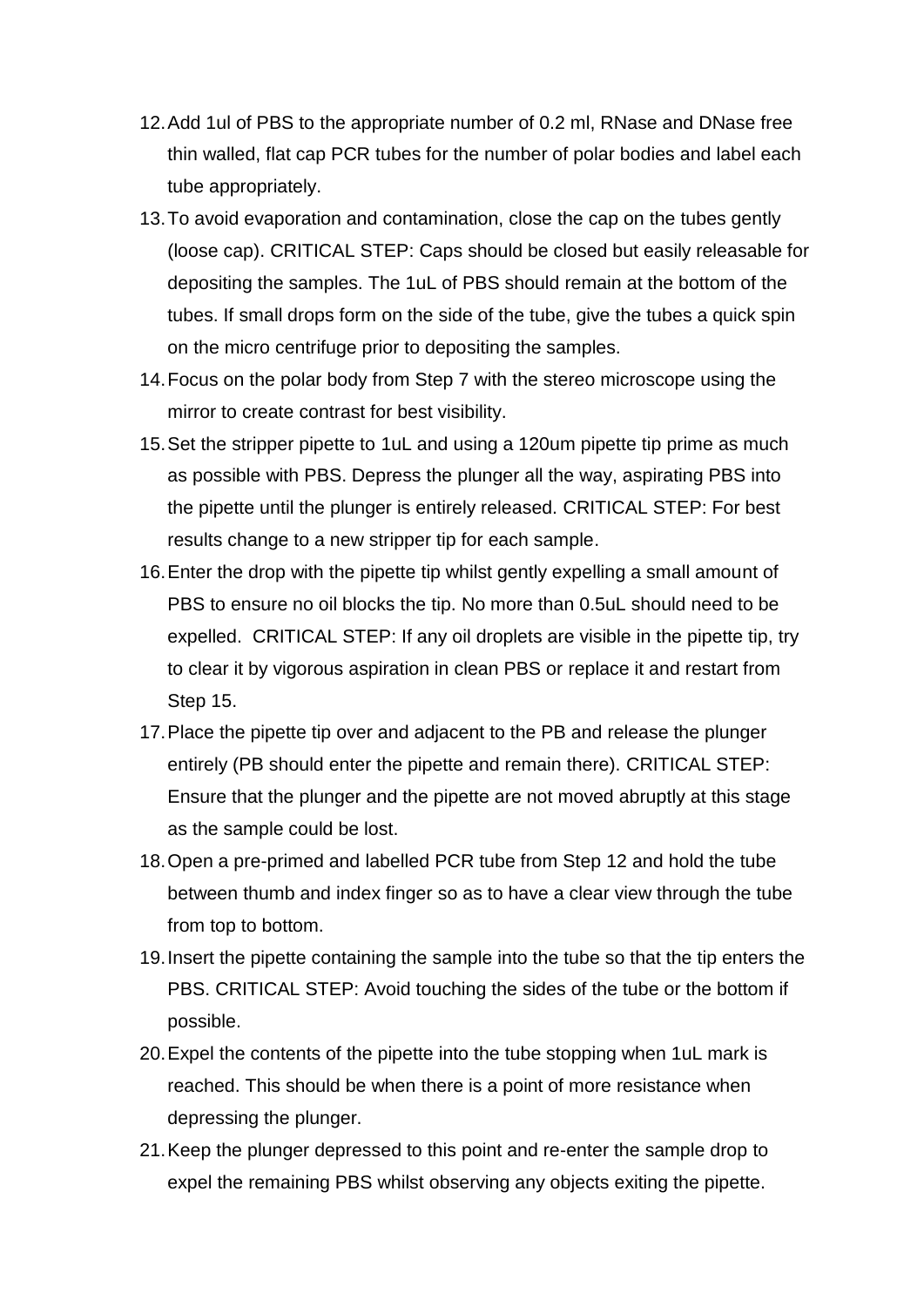12. Add 1ul of PBS to the appropriate number of 0.2 ml, RNase and DNase free thin walled, flat cap PCR tubes for the number of polar bodies and label each tube appropriately.
13. To avoid evaporation and contamination, close the cap on the tubes gently (loose cap). CRITICAL STEP: Caps should be closed but easily releasable for depositing the samples. The 1uL of PBS should remain at the bottom of the tubes. If small drops form on the side of the tube, give the tubes a quick spin on the micro centrifuge prior to depositing the samples.
14. Focus on the polar body from Step 7 with the stereo microscope using the mirror to create contrast for best visibility.
15. Set the stripper pipette to 1uL and using a 120um pipette tip prime as much as possible with PBS. Depress the plunger all the way, aspirating PBS into the pipette until the plunger is entirely released. CRITICAL STEP: For best results change to a new stripper tip for each sample.
16. Enter the drop with the pipette tip whilst gently expelling a small amount of PBS to ensure no oil blocks the tip. No more than 0.5uL should need to be expelled. CRITICAL STEP: If any oil droplets are visible in the pipette tip, try to clear it by vigorous aspiration in clean PBS or replace it and restart from Step 15.
17. Place the pipette tip over and adjacent to the PB and release the plunger entirely (PB should enter the pipette and remain there). CRITICAL STEP: Ensure that the plunger and the pipette are not moved abruptly at this stage as the sample could be lost.
18. Open a pre-primed and labelled PCR tube from Step 12 and hold the tube between thumb and index finger so as to have a clear view through the tube from top to bottom.
19. Insert the pipette containing the sample into the tube so that the tip enters the PBS. CRITICAL STEP: Avoid touching the sides of the tube or the bottom if possible.
20. Expel the contents of the pipette into the tube stopping when 1uL mark is reached. This should be when there is a point of more resistance when depressing the plunger.
21. Keep the plunger depressed to this point and re-enter the sample drop to expel the remaining PBS whilst observing any objects exiting the pipette.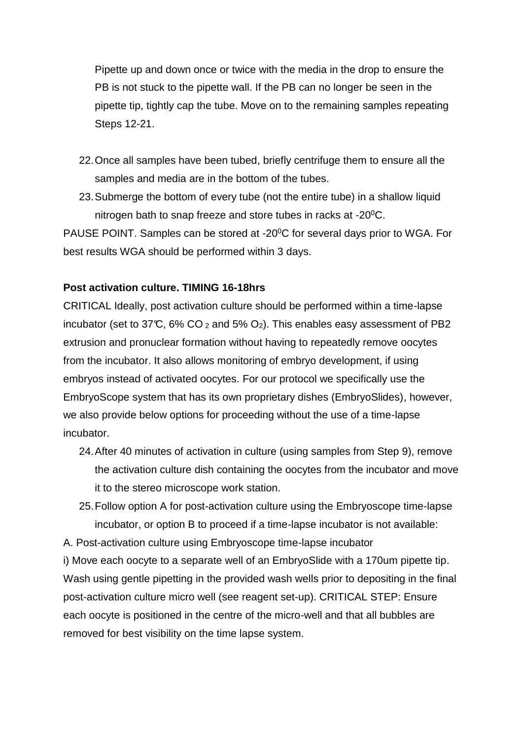Pipette up and down once or twice with the media in the drop to ensure the PB is not stuck to the pipette wall. If the PB can no longer be seen in the pipette tip, tightly cap the tube. Move on to the remaining samples repeating Steps 12-21.

22. Once all samples have been tubed, briefly centrifuge them to ensure all the samples and media are in the bottom of the tubes.
23. Submerge the bottom of every tube (not the entire tube) in a shallow liquid nitrogen bath to snap freeze and store tubes in racks at -20$^0$C.

PAUSE POINT. Samples can be stored at -20$^0$C for several days prior to WGA. For best results WGA should be performed within 3 days.

**Post activation culture. TIMING 16-18hrs**

CRITICAL Ideally, post activation culture should be performed within a time-lapse incubator (set to 37℃, 6% $CO_2$ and 5% $O_2$). This enables easy assessment of PB2 extrusion and pronuclear formation without having to repeatedly remove oocytes from the incubator. It also allows monitoring of embryo development, if using embryos instead of activated oocytes. For our protocol we specifically use the EmbryoScope system that has its own proprietary dishes (EmbryoSlides), however, we also provide below options for proceeding without the use of a time-lapse incubator.

24. After 40 minutes of activation in culture (using samples from Step 9), remove the activation culture dish containing the oocytes from the incubator and move it to the stereo microscope work station.
25. Follow option A for post-activation culture using the Embryoscope time-lapse incubator, or option B to proceed if a time-lapse incubator is not available:

A. Post-activation culture using Embryoscope time-lapse incubator

i) Move each oocyte to a separate well of an EmbryoSlide with a 170um pipette tip. Wash using gentle pipetting in the provided wash wells prior to depositing in the final post-activation culture micro well (see reagent set-up). CRITICAL STEP: Ensure each oocyte is positioned in the centre of the micro-well and that all bubbles are removed for best visibility on the time lapse system.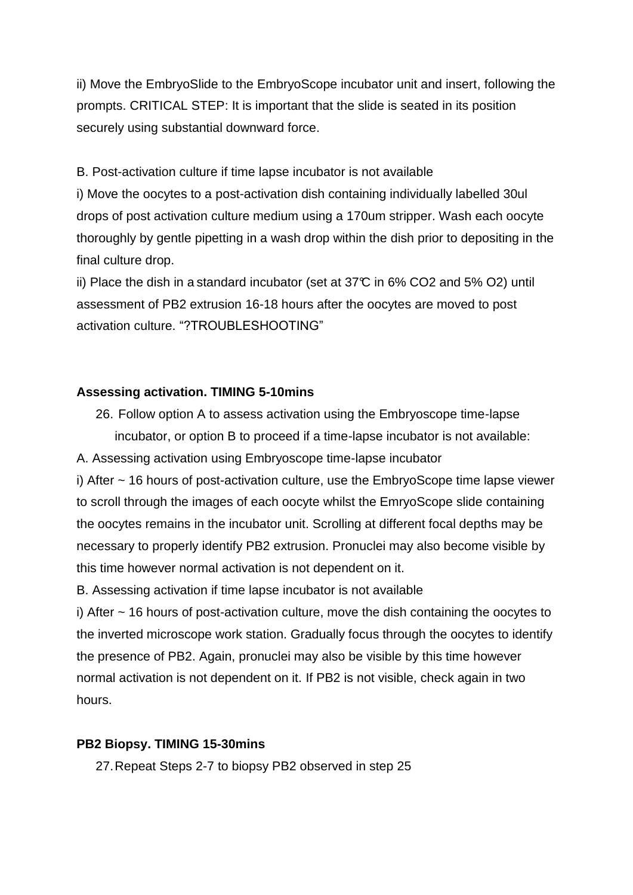ii) Move the EmbryoSlide to the EmbryoScope incubator unit and insert, following the prompts. CRITICAL STEP: It is important that the slide is seated in its position securely using substantial downward force.

B. Post-activation culture if time lapse incubator is not available

i) Move the oocytes to a post-activation dish containing individually labelled 30ul drops of post activation culture medium using a 170um stripper. Wash each oocyte thoroughly by gentle pipetting in a wash drop within the dish prior to depositing in the final culture drop.

ii) Place the dish in a standard incubator (set at 37℃ in 6% $CO_2$ and 5% $O_2$) until assessment of PB2 extrusion 16-18 hours after the oocytes are moved to post activation culture. "?TROUBLESHOOTING"

**Assessing activation. TIMING 5-10mins**

26. Follow option A to assess activation using the Embryoscope time-lapse incubator, or option B to proceed if a time-lapse incubator is not available:

A. Assessing activation using Embryoscope time-lapse incubator

i) After ~ 16 hours of post-activation culture, use the EmbryoScope time lapse viewer to scroll through the images of each oocyte whilst the EmryoScope slide containing the oocytes remains in the incubator unit. Scrolling at different focal depths may be necessary to properly identify PB2 extrusion. Pronuclei may also become visible by this time however normal activation is not dependent on it.

B. Assessing activation if time lapse incubator is not available

i) After ~ 16 hours of post-activation culture, move the dish containing the oocytes to the inverted microscope work station. Gradually focus through the oocytes to identify the presence of PB2. Again, pronuclei may also be visible by this time however normal activation is not dependent on it. If PB2 is not visible, check again in two hours.

**PB2 Biopsy. TIMING 15-30mins**

27. Repeat Steps 2-7 to biopsy PB2 observed in step 25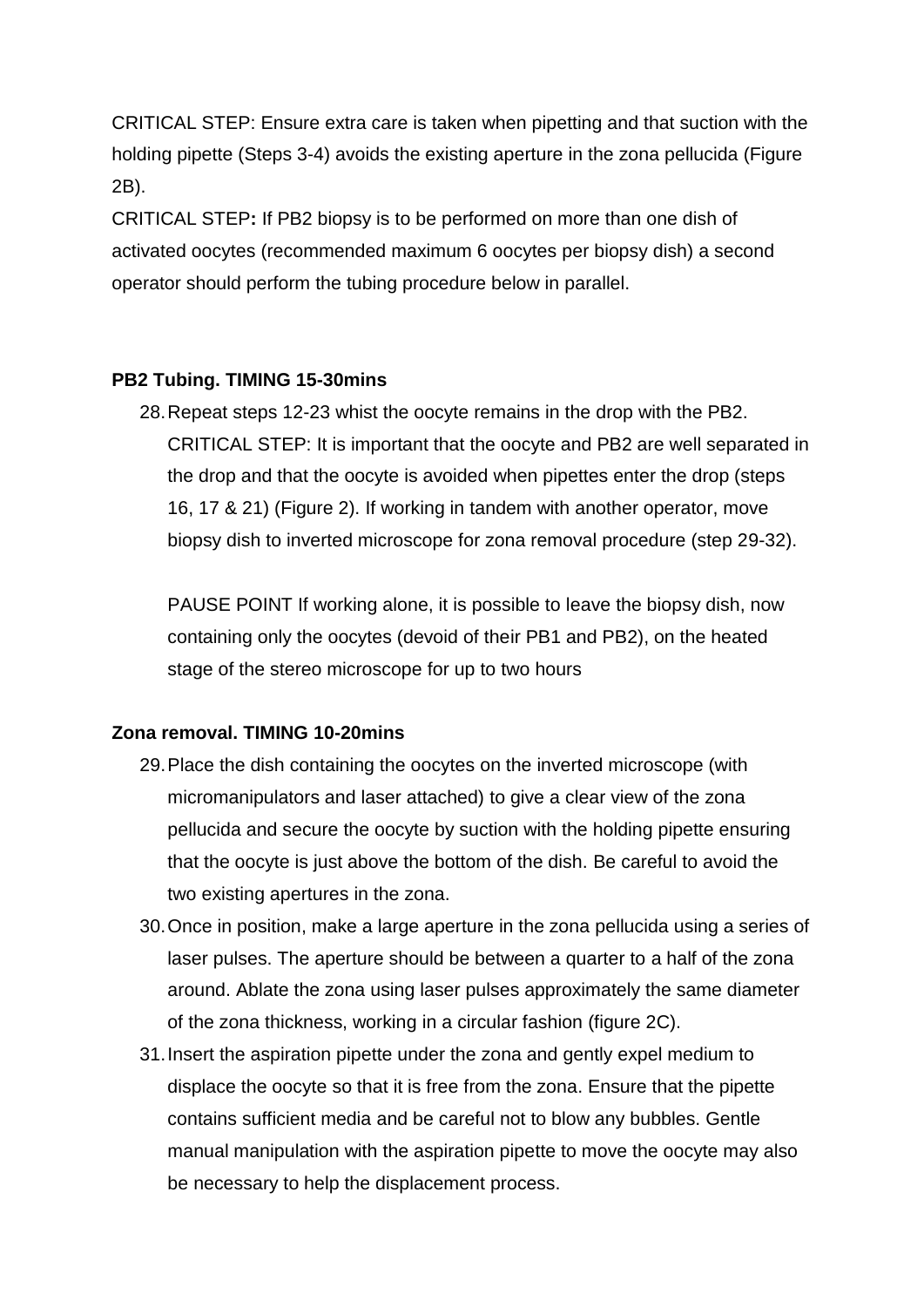CRITICAL STEP: Ensure extra care is taken when pipetting and that suction with the holding pipette (Steps 3-4) avoids the existing aperture in the zona pellucida (Figure 2B).

CRITICAL STEP**:** If PB2 biopsy is to be performed on more than one dish of activated oocytes (recommended maximum 6 oocytes per biopsy dish) a second operator should perform the tubing procedure below in parallel.

**PB2 Tubing. TIMING 15-30mins**

28. Repeat steps 12-23 whist the oocyte remains in the drop with the PB2. CRITICAL STEP: It is important that the oocyte and PB2 are well separated in the drop and that the oocyte is avoided when pipettes enter the drop (steps 16, 17 & 21) (Figure 2). If working in tandem with another operator, move biopsy dish to inverted microscope for zona removal procedure (step 29-32).

    PAUSE POINT If working alone, it is possible to leave the biopsy dish, now containing only the oocytes (devoid of their PB1 and PB2), on the heated stage of the stereo microscope for up to two hours

**Zona removal. TIMING 10-20mins**

29. Place the dish containing the oocytes on the inverted microscope (with micromanipulators and laser attached) to give a clear view of the zona pellucida and secure the oocyte by suction with the holding pipette ensuring that the oocyte is just above the bottom of the dish. Be careful to avoid the two existing apertures in the zona.
30. Once in position, make a large aperture in the zona pellucida using a series of laser pulses. The aperture should be between a quarter to a half of the zona around. Ablate the zona using laser pulses approximately the same diameter of the zona thickness, working in a circular fashion (figure 2C).
31. Insert the aspiration pipette under the zona and gently expel medium to displace the oocyte so that it is free from the zona. Ensure that the pipette contains sufficient media and be careful not to blow any bubbles. Gentle manual manipulation with the aspiration pipette to move the oocyte may also be necessary to help the displacement process.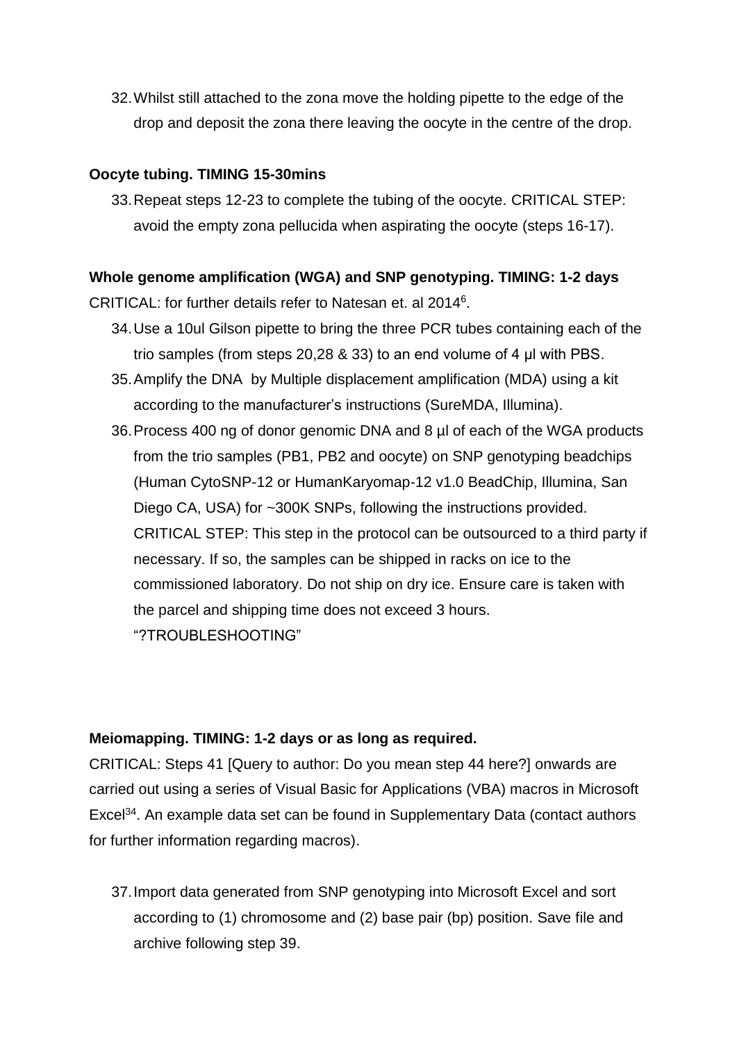32. Whilst still attached to the zona move the holding pipette to the edge of the drop and deposit the zona there leaving the oocyte in the centre of the drop.

**Oocyte tubing. TIMING 15-30mins**

33. Repeat steps 12-23 to complete the tubing of the oocyte. CRITICAL STEP: avoid the empty zona pellucida when aspirating the oocyte (steps 16-17).

**Whole genome amplification (WGA) and SNP genotyping. TIMING: 1-2 days**

CRITICAL: for further details refer to Natesan et. al 2014[6].

34. Use a 10ul Gilson pipette to bring the three PCR tubes containing each of the trio samples (from steps 20,28 & 33) to an end volume of 4 µl with PBS.
35. Amplify the DNA by Multiple displacement amplification (MDA) using a kit according to the manufacturer's instructions (SureMDA, Illumina).
36. Process 400 ng of donor genomic DNA and 8 µl of each of the WGA products from the trio samples (PB1, PB2 and oocyte) on SNP genotyping beadchips (Human CytoSNP-12 or HumanKaryomap-12 v1.0 BeadChip, Illumina, San Diego CA, USA) for ~300K SNPs, following the instructions provided. CRITICAL STEP: This step in the protocol can be outsourced to a third party if necessary. If so, the samples can be shipped in racks on ice to the commissioned laboratory. Do not ship on dry ice. Ensure care is taken with the parcel and shipping time does not exceed 3 hours. "?TROUBLESHOOTING"

**Meiomapping. TIMING: 1-2 days or as long as required.**

CRITICAL: Steps 41 [Query to author: Do you mean step 44 here?] onwards are carried out using a series of Visual Basic for Applications (VBA) macros in Microsoft Excel[34]. An example data set can be found in Supplementary Data (contact authors for further information regarding macros).

37. Import data generated from SNP genotyping into Microsoft Excel and sort according to (1) chromosome and (2) base pair (bp) position. Save file and archive following step 39.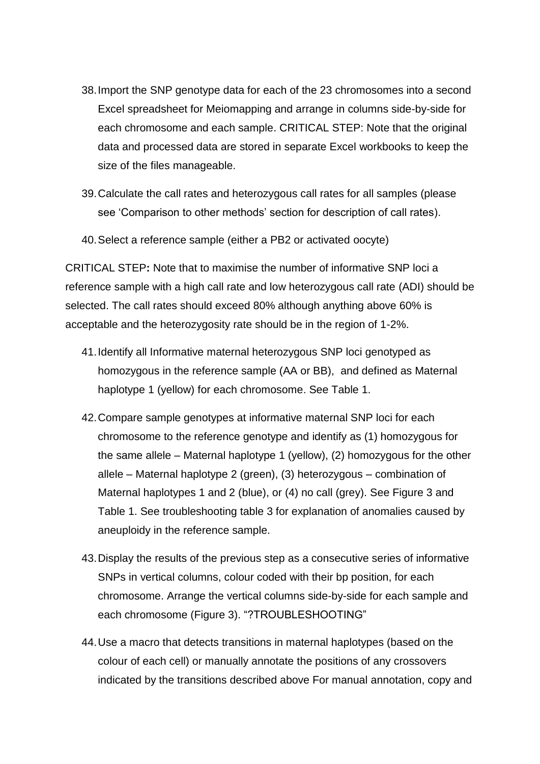38. Import the SNP genotype data for each of the 23 chromosomes into a second Excel spreadsheet for Meiomapping and arrange in columns side-by-side for each chromosome and each sample. CRITICAL STEP: Note that the original data and processed data are stored in separate Excel workbooks to keep the size of the files manageable.

39. Calculate the call rates and heterozygous call rates for all samples (please see 'Comparison to other methods' section for description of call rates).

40. Select a reference sample (either a PB2 or activated oocyte)

CRITICAL STEP**:** Note that to maximise the number of informative SNP loci a reference sample with a high call rate and low heterozygous call rate (ADI) should be selected. The call rates should exceed 80% although anything above 60% is acceptable and the heterozygosity rate should be in the region of 1-2%.

41. Identify all Informative maternal heterozygous SNP loci genotyped as homozygous in the reference sample (AA or BB), and defined as Maternal haplotype 1 (yellow) for each chromosome. See Table 1.

42. Compare sample genotypes at informative maternal SNP loci for each chromosome to the reference genotype and identify as (1) homozygous for the same allele – Maternal haplotype 1 (yellow), (2) homozygous for the other allele – Maternal haplotype 2 (green), (3) heterozygous – combination of Maternal haplotypes 1 and 2 (blue), or (4) no call (grey). See Figure 3 and Table 1. See troubleshooting table 3 for explanation of anomalies caused by aneuploidy in the reference sample.

43. Display the results of the previous step as a consecutive series of informative SNPs in vertical columns, colour coded with their bp position, for each chromosome. Arrange the vertical columns side-by-side for each sample and each chromosome (Figure 3). "?TROUBLESHOOTING"

44. Use a macro that detects transitions in maternal haplotypes (based on the colour of each cell) or manually annotate the positions of any crossovers indicated by the transitions described above For manual annotation, copy and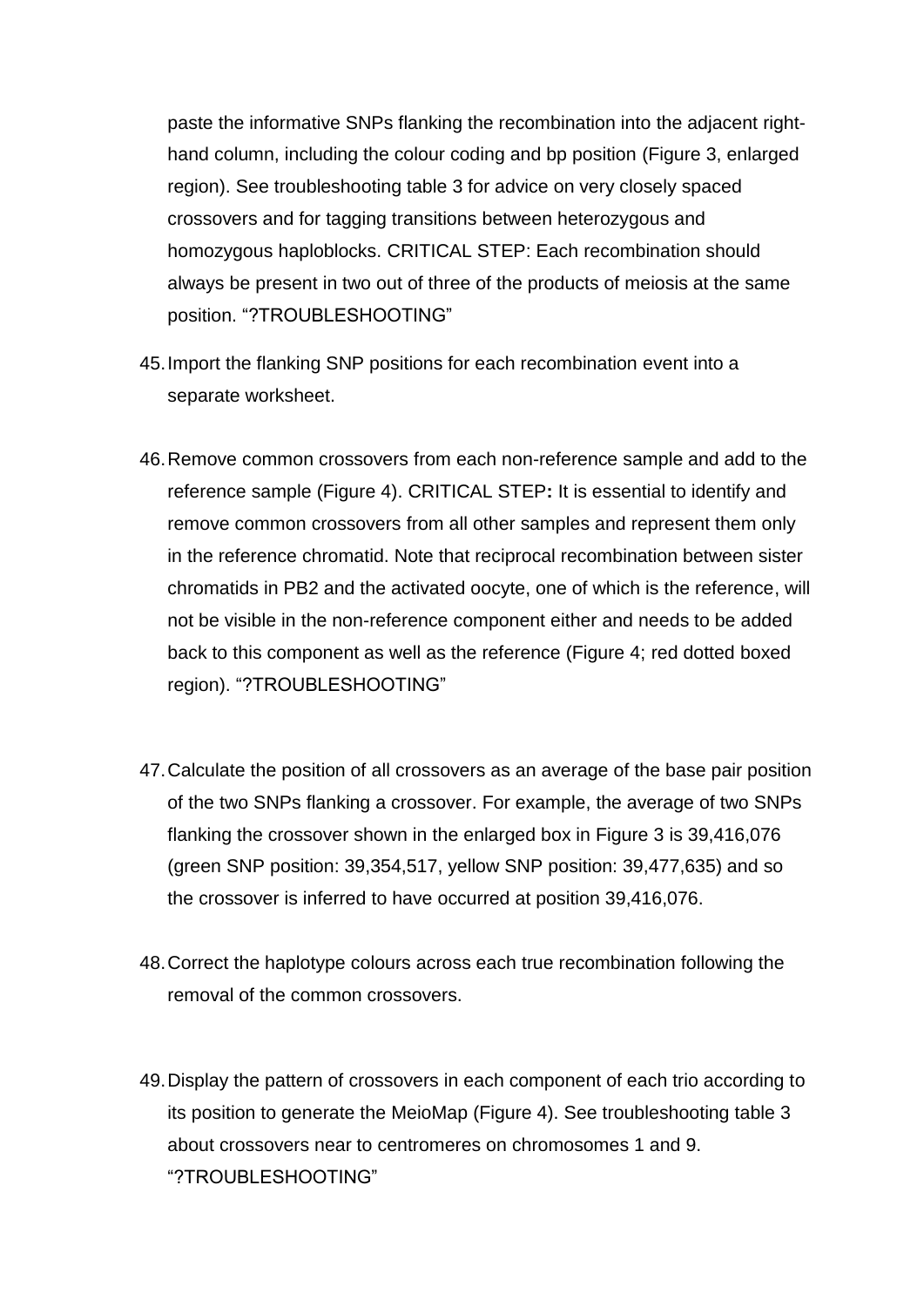paste the informative SNPs flanking the recombination into the adjacent right-hand column, including the colour coding and bp position (Figure 3, enlarged region). See troubleshooting table 3 for advice on very closely spaced crossovers and for tagging transitions between heterozygous and homozygous haploblocks. CRITICAL STEP: Each recombination should always be present in two out of three of the products of meiosis at the same position. "?TROUBLESHOOTING"

45. Import the flanking SNP positions for each recombination event into a separate worksheet.

46. Remove common crossovers from each non-reference sample and add to the reference sample (Figure 4). CRITICAL STEP**:** It is essential to identify and remove common crossovers from all other samples and represent them only in the reference chromatid. Note that reciprocal recombination between sister chromatids in PB2 and the activated oocyte, one of which is the reference, will not be visible in the non-reference component either and needs to be added back to this component as well as the reference (Figure 4; red dotted boxed region). "?TROUBLESHOOTING"

47. Calculate the position of all crossovers as an average of the base pair position of the two SNPs flanking a crossover. For example, the average of two SNPs flanking the crossover shown in the enlarged box in Figure 3 is 39,416,076 (green SNP position: 39,354,517, yellow SNP position: 39,477,635) and so the crossover is inferred to have occurred at position 39,416,076.

48. Correct the haplotype colours across each true recombination following the removal of the common crossovers.

49. Display the pattern of crossovers in each component of each trio according to its position to generate the MeioMap (Figure 4). See troubleshooting table 3 about crossovers near to centromeres on chromosomes 1 and 9. "?TROUBLESHOOTING"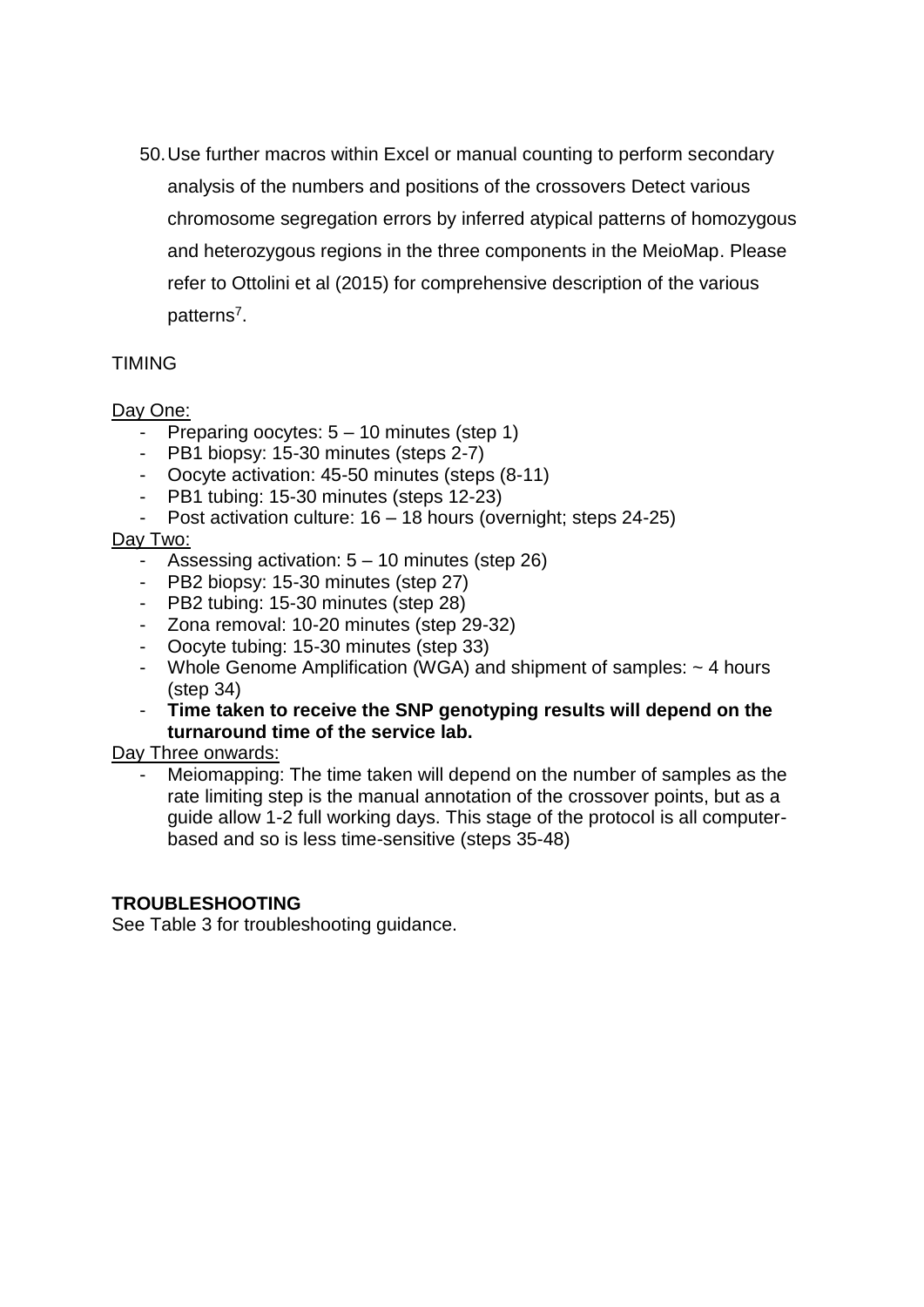50. Use further macros within Excel or manual counting to perform secondary analysis of the numbers and positions of the crossovers Detect various chromosome segregation errors by inferred atypical patterns of homozygous and heterozygous regions in the three components in the MeioMap. Please refer to Ottolini et al (2015) for comprehensive description of the various patterns[7].

TIMING

Day One:

- Preparing oocytes: 5 – 10 minutes (step 1)
- PB1 biopsy: 15-30 minutes (steps 2-7)
- Oocyte activation: 45-50 minutes (steps (8-11)
- PB1 tubing: 15-30 minutes (steps 12-23)
- Post activation culture: 16 – 18 hours (overnight; steps 24-25)

Day Two:

- Assessing activation: 5 – 10 minutes (step 26)
- PB2 biopsy: 15-30 minutes (step 27)
- PB2 tubing: 15-30 minutes (step 28)
- Zona removal: 10-20 minutes (step 29-32)
- Oocyte tubing: 15-30 minutes (step 33)
- Whole Genome Amplification (WGA) and shipment of samples: ~ 4 hours (step 34)
- **Time taken to receive the SNP genotyping results will depend on the turnaround time of the service lab.**

Day Three onwards:

- Meiomapping: The time taken will depend on the number of samples as the rate limiting step is the manual annotation of the crossover points, but as a guide allow 1-2 full working days. This stage of the protocol is all computer-based and so is less time-sensitive (steps 35-48)

**TROUBLESHOOTING**

See Table 3 for troubleshooting guidance.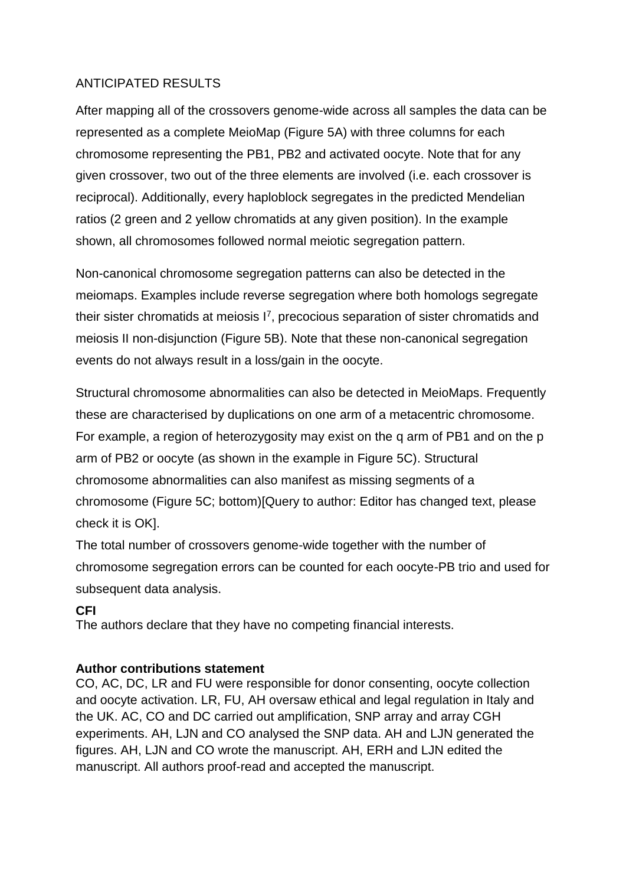## ANTICIPATED RESULTS

After mapping all of the crossovers genome-wide across all samples the data can be represented as a complete MeioMap (Figure 5A) with three columns for each chromosome representing the PB1, PB2 and activated oocyte. Note that for any given crossover, two out of the three elements are involved (i.e. each crossover is reciprocal). Additionally, every haploblock segregates in the predicted Mendelian ratios (2 green and 2 yellow chromatids at any given position). In the example shown, all chromosomes followed normal meiotic segregation pattern.

Non-canonical chromosome segregation patterns can also be detected in the meiomaps. Examples include reverse segregation where both homologs segregate their sister chromatids at meiosis I[7], precocious separation of sister chromatids and meiosis II non-disjunction (Figure 5B). Note that these non-canonical segregation events do not always result in a loss/gain in the oocyte.

Structural chromosome abnormalities can also be detected in MeioMaps. Frequently these are characterised by duplications on one arm of a metacentric chromosome. For example, a region of heterozygosity may exist on the q arm of PB1 and on the p arm of PB2 or oocyte (as shown in the example in Figure 5C). Structural chromosome abnormalities can also manifest as missing segments of a chromosome (Figure 5C; bottom)[Query to author: Editor has changed text, please check it is OK].

The total number of crossovers genome-wide together with the number of chromosome segregation errors can be counted for each oocyte-PB trio and used for subsequent data analysis.

**CFI**

The authors declare that they have no competing financial interests.

**Author contributions statement**

CO, AC, DC, LR and FU were responsible for donor consenting, oocyte collection and oocyte activation. LR, FU, AH oversaw ethical and legal regulation in Italy and the UK. AC, CO and DC carried out amplification, SNP array and array CGH experiments. AH, LJN and CO analysed the SNP data. AH and LJN generated the figures. AH, LJN and CO wrote the manuscript. AH, ERH and LJN edited the manuscript. All authors proof-read and accepted the manuscript.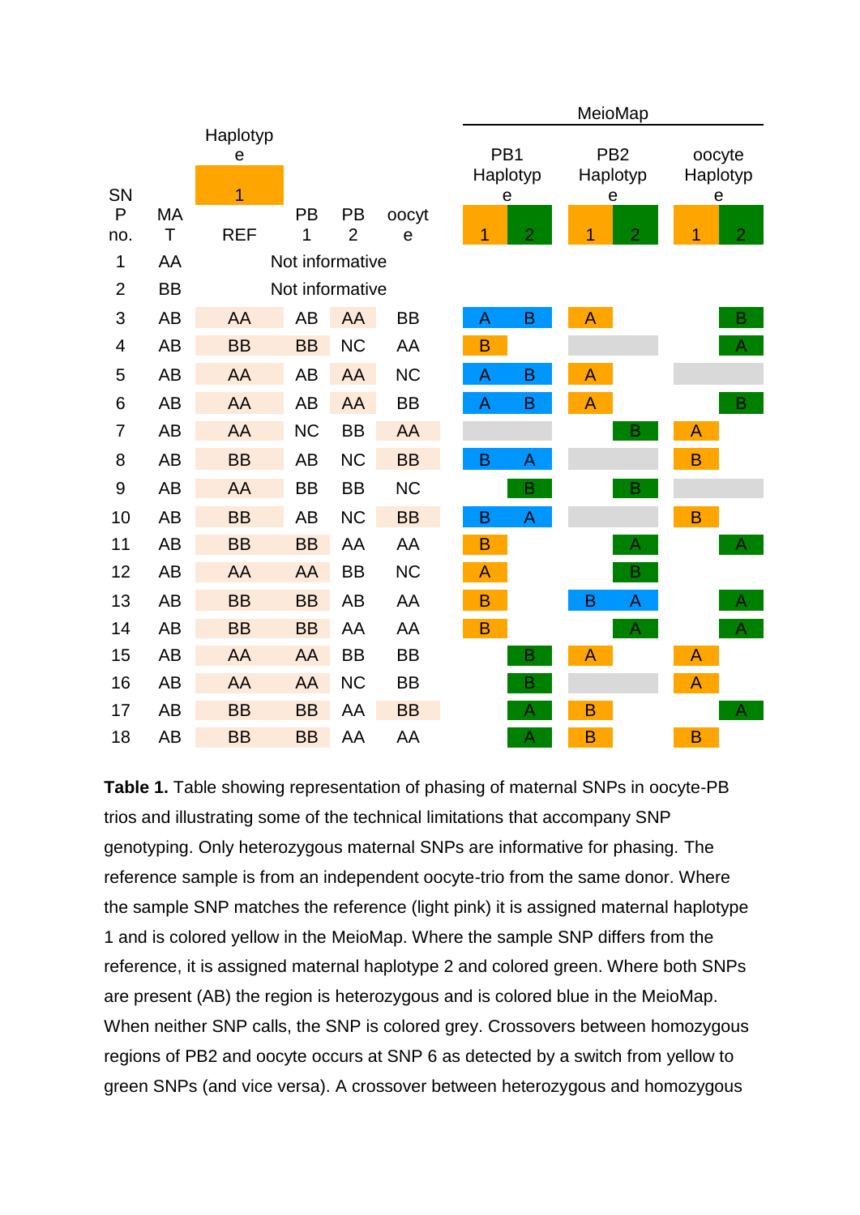| SNP no. | MAT | Haplotype 1 REF | PB 1 | PB 2 | oocyte | MeioMap PB1 Haplotype 1 | PB1 Haplotype 2 | PB2 Haplotype 1 | PB2 Haplotype 2 | oocyte Haplotype 1 | oocyte Haplotype 2 |
|---|---|---|---|---|---|---|---|---|---|---|---|
| 1 | AA | Not informative | | | | | | | | | |
| 2 | BB | Not informative | | | | | | | | | |
| 3 | AB | AA | AB | AA | BB | A | B | A | | | B |
| 4 | AB | BB | BB | NC | AA | B | | | | | A |
| 5 | AB | AA | AB | AA | NC | A | B | A | | | |
| 6 | AB | AA | AB | AA | BB | A | B | A | | | B |
| 7 | AB | AA | NC | BB | AA | | | | B | A | |
| 8 | AB | BB | AB | NC | BB | B | A | | | B | |
| 9 | AB | AA | BB | BB | NC | | B | | B | | |
| 10 | AB | BB | AB | NC | BB | B | A | | | B | |
| 11 | AB | BB | BB | AA | AA | B | | | A | | A |
| 12 | AB | AA | AA | BB | NC | A | | | B | | |
| 13 | AB | BB | BB | AB | AA | B | | B | A | | A |
| 14 | AB | BB | BB | AA | AA | B | | | A | | A |
| 15 | AB | AA | AA | BB | BB | | B | A | | A | |
| 16 | AB | AA | AA | NC | BB | | B | | | A | |
| 17 | AB | BB | BB | AA | BB | | A | B | | | A |
| 18 | AB | BB | BB | AA | AA | | A | B | | B | |

**Table 1.** Table showing representation of phasing of maternal SNPs in oocyte-PB trios and illustrating some of the technical limitations that accompany SNP genotyping. Only heterozygous maternal SNPs are informative for phasing. The reference sample is from an independent oocyte-trio from the same donor. Where the sample SNP matches the reference (light pink) it is assigned maternal haplotype 1 and is colored yellow in the MeioMap. Where the sample SNP differs from the reference, it is assigned maternal haplotype 2 and colored green. Where both SNPs are present (AB) the region is heterozygous and is colored blue in the MeioMap. When neither SNP calls, the SNP is colored grey. Crossovers between homozygous regions of PB2 and oocyte occurs at SNP 6 as detected by a switch from yellow to green SNPs (and vice versa). A crossover between heterozygous and homozygous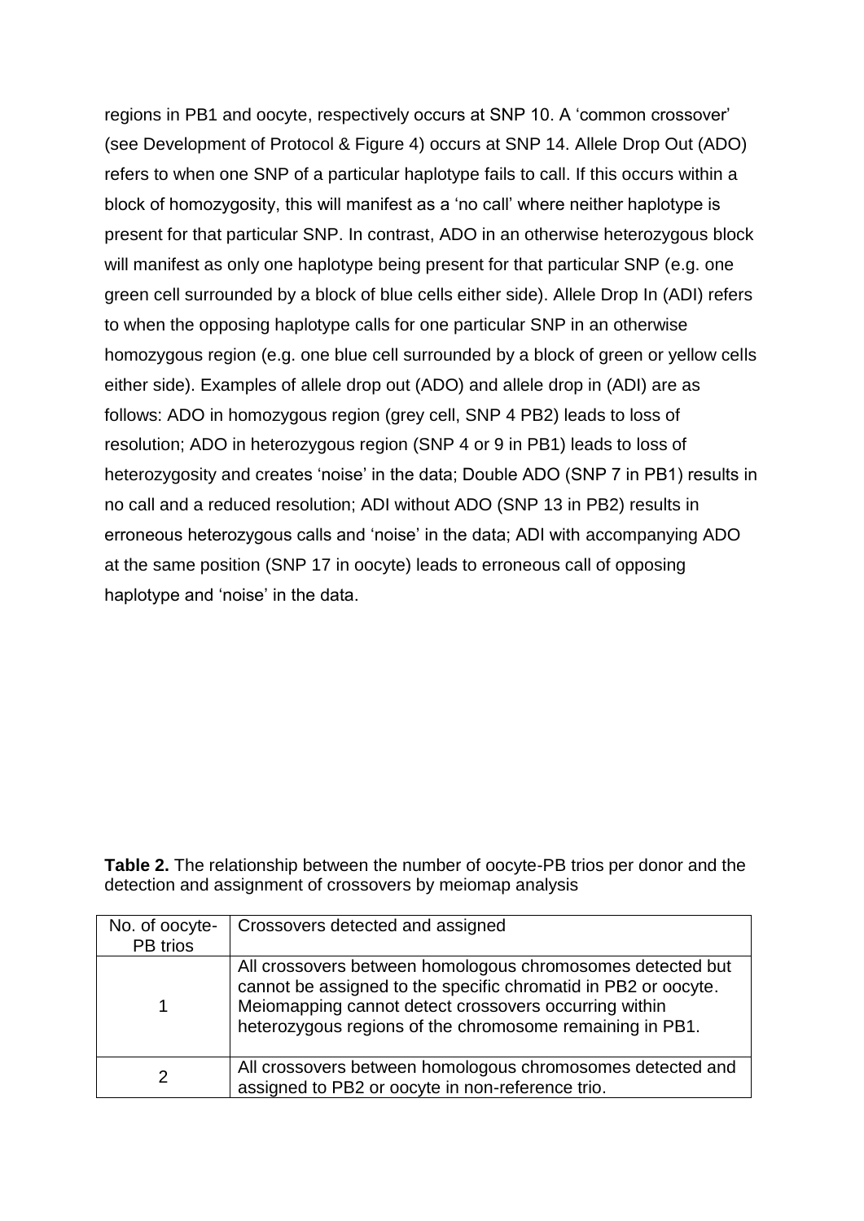regions in PB1 and oocyte, respectively occurs at SNP 10. A 'common crossover' (see Development of Protocol & Figure 4) occurs at SNP 14. Allele Drop Out (ADO) refers to when one SNP of a particular haplotype fails to call. If this occurs within a block of homozygosity, this will manifest as a 'no call' where neither haplotype is present for that particular SNP. In contrast, ADO in an otherwise heterozygous block will manifest as only one haplotype being present for that particular SNP (e.g. one green cell surrounded by a block of blue cells either side). Allele Drop In (ADI) refers to when the opposing haplotype calls for one particular SNP in an otherwise homozygous region (e.g. one blue cell surrounded by a block of green or yellow cells either side). Examples of allele drop out (ADO) and allele drop in (ADI) are as follows: ADO in homozygous region (grey cell, SNP 4 PB2) leads to loss of resolution; ADO in heterozygous region (SNP 4 or 9 in PB1) leads to loss of heterozygosity and creates 'noise' in the data; Double ADO (SNP 7 in PB1) results in no call and a reduced resolution; ADI without ADO (SNP 13 in PB2) results in erroneous heterozygous calls and 'noise' in the data; ADI with accompanying ADO at the same position (SNP 17 in oocyte) leads to erroneous call of opposing haplotype and 'noise' in the data.

**Table 2.** The relationship between the number of oocyte-PB trios per donor and the detection and assignment of crossovers by meiomap analysis

| No. of oocyte-PB trios | Crossovers detected and assigned |
|---|---|
| 1 | All crossovers between homologous chromosomes detected but cannot be assigned to the specific chromatid in PB2 or oocyte. Meiomapping cannot detect crossovers occurring within heterozygous regions of the chromosome remaining in PB1. |
| 2 | All crossovers between homologous chromosomes detected and assigned to PB2 or oocyte in non-reference trio. |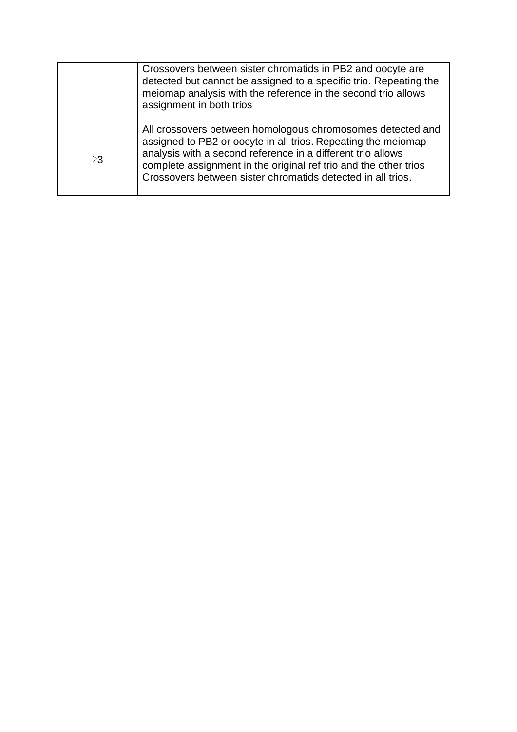| | |
|---|---|
| | Crossovers between sister chromatids in PB2 and oocyte are detected but cannot be assigned to a specific trio. Repeating the meiomap analysis with the reference in the second trio allows assignment in both trios |
| ≥3 | All crossovers between homologous chromosomes detected and assigned to PB2 or oocyte in all trios. Repeating the meiomap analysis with a second reference in a different trio allows complete assignment in the original ref trio and the other trios Crossovers between sister chromatids detected in all trios. |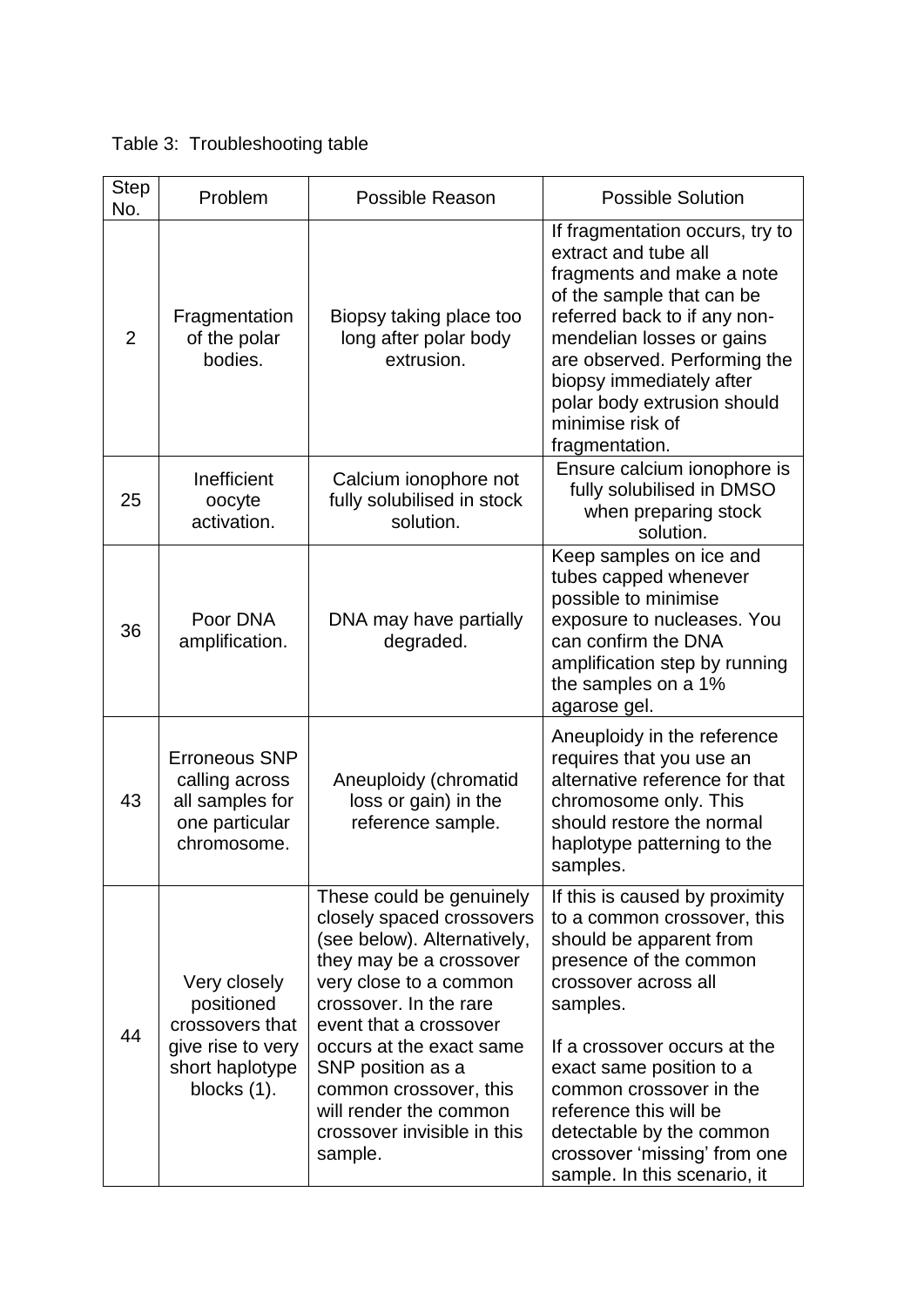Table 3: Troubleshooting table

| Step No. | Problem | Possible Reason | Possible Solution |
|---|---|---|---|
| 2 | Fragmentation of the polar bodies. | Biopsy taking place too long after polar body extrusion. | If fragmentation occurs, try to extract and tube all fragments and make a note of the sample that can be referred back to if any non-mendelian losses or gains are observed. Performing the biopsy immediately after polar body extrusion should minimise risk of fragmentation. |
| 25 | Inefficient oocyte activation. | Calcium ionophore not fully solubilised in stock solution. | Ensure calcium ionophore is fully solubilised in DMSO when preparing stock solution. |
| 36 | Poor DNA amplification. | DNA may have partially degraded. | Keep samples on ice and tubes capped whenever possible to minimise exposure to nucleases. You can confirm the DNA amplification step by running the samples on a 1% agarose gel. |
| 43 | Erroneous SNP calling across all samples for one particular chromosome. | Aneuploidy (chromatid loss or gain) in the reference sample. | Aneuploidy in the reference requires that you use an alternative reference for that chromosome only. This should restore the normal haplotype patterning to the samples. |
| 44 | Very closely positioned crossovers that give rise to very short haplotype blocks (1). | These could be genuinely closely spaced crossovers (see below). Alternatively, they may be a crossover very close to a common crossover. In the rare event that a crossover occurs at the exact same SNP position as a common crossover, this will render the common crossover invisible in this sample. | If this is caused by proximity to a common crossover, this should be apparent from presence of the common crossover across all samples.<br><br>If a crossover occurs at the exact same position to a common crossover in the reference this will be detectable by the common crossover 'missing' from one sample. In this scenario, it |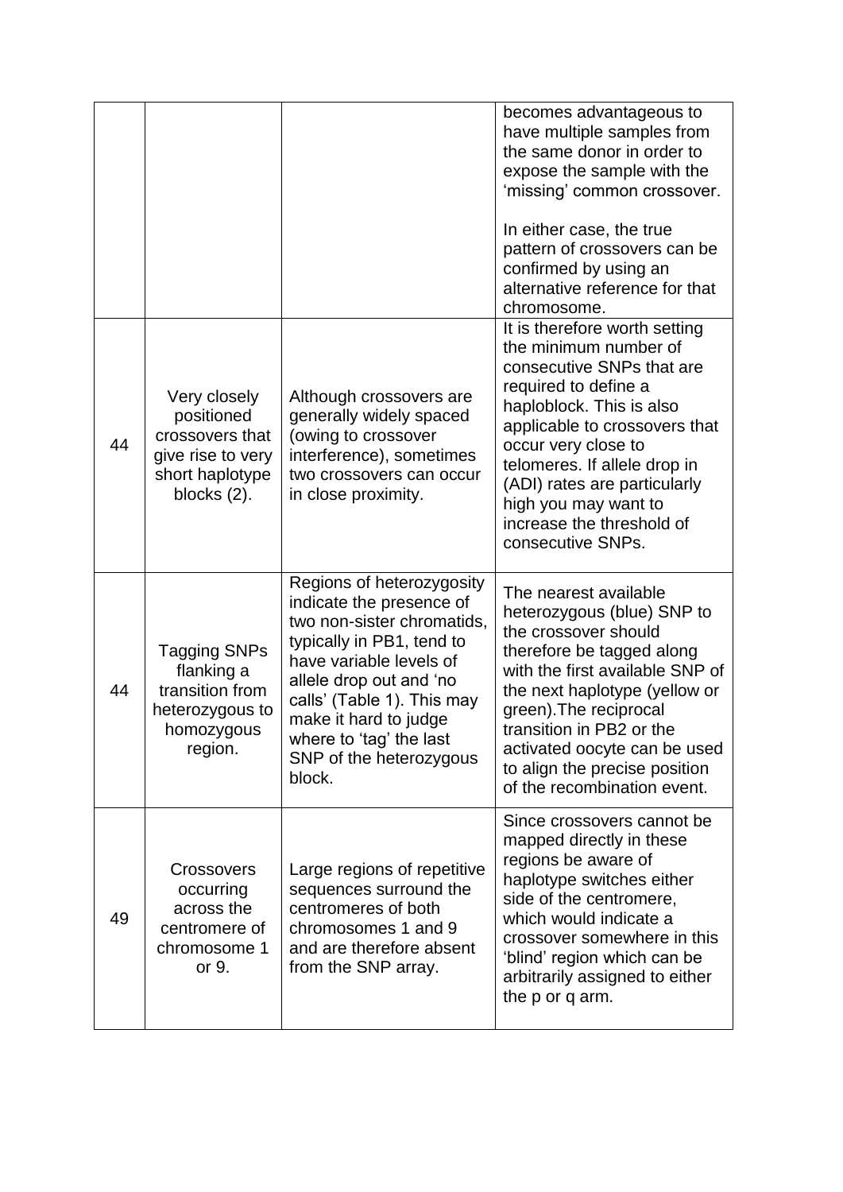| | | | |
|---|---|---|---|
| | | | becomes advantageous to have multiple samples from the same donor in order to expose the sample with the 'missing' common crossover.<br><br>In either case, the true pattern of crossovers can be confirmed by using an alternative reference for that chromosome. |
| 44 | Very closely positioned crossovers that give rise to very short haplotype blocks (2). | Although crossovers are generally widely spaced (owing to crossover interference), sometimes two crossovers can occur in close proximity. | It is therefore worth setting the minimum number of consecutive SNPs that are required to define a haploblock. This is also applicable to crossovers that occur very close to telomeres. If allele drop in (ADI) rates are particularly high you may want to increase the threshold of consecutive SNPs. |
| 44 | Tagging SNPs flanking a transition from heterozygous to homozygous region. | Regions of heterozygosity indicate the presence of two non-sister chromatids, typically in PB1, tend to have variable levels of allele drop out and 'no calls' (Table 1). This may make it hard to judge where to 'tag' the last SNP of the heterozygous block. | The nearest available heterozygous (blue) SNP to the crossover should therefore be tagged along with the first available SNP of the next haplotype (yellow or green).The reciprocal transition in PB2 or the activated oocyte can be used to align the precise position of the recombination event. |
| 49 | Crossovers occurring across the centromere of chromosome 1 or 9. | Large regions of repetitive sequences surround the centromeres of both chromosomes 1 and 9 and are therefore absent from the SNP array. | Since crossovers cannot be mapped directly in these regions be aware of haplotype switches either side of the centromere, which would indicate a crossover somewhere in this 'blind' region which can be arbitrarily assigned to either the p or q arm. |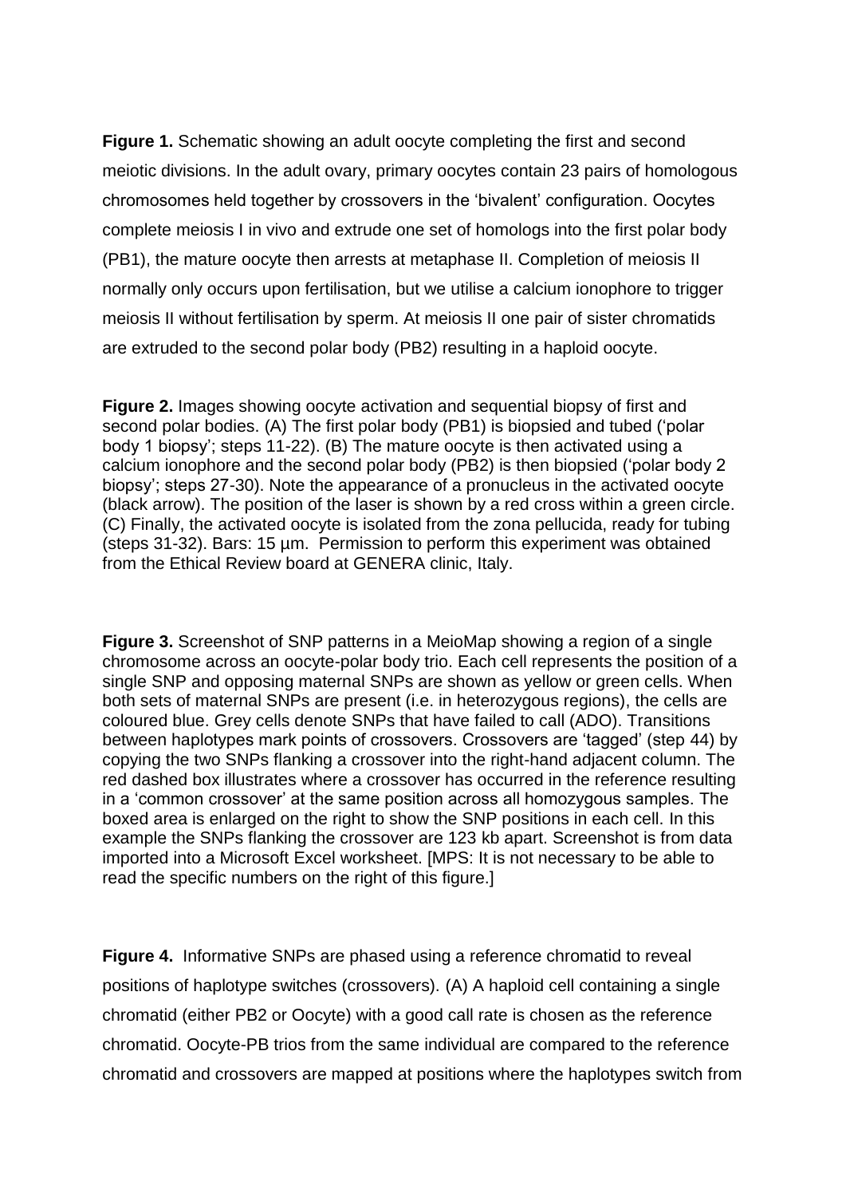**Figure 1.** Schematic showing an adult oocyte completing the first and second meiotic divisions. In the adult ovary, primary oocytes contain 23 pairs of homologous chromosomes held together by crossovers in the 'bivalent' configuration. Oocytes complete meiosis I in vivo and extrude one set of homologs into the first polar body (PB1), the mature oocyte then arrests at metaphase II. Completion of meiosis II normally only occurs upon fertilisation, but we utilise a calcium ionophore to trigger meiosis II without fertilisation by sperm. At meiosis II one pair of sister chromatids are extruded to the second polar body (PB2) resulting in a haploid oocyte.

**Figure 2.** Images showing oocyte activation and sequential biopsy of first and second polar bodies. (A) The first polar body (PB1) is biopsied and tubed ('polar body 1 biopsy'; steps 11-22). (B) The mature oocyte is then activated using a calcium ionophore and the second polar body (PB2) is then biopsied ('polar body 2 biopsy'; steps 27-30). Note the appearance of a pronucleus in the activated oocyte (black arrow). The position of the laser is shown by a red cross within a green circle. (C) Finally, the activated oocyte is isolated from the zona pellucida, ready for tubing (steps 31-32). Bars: 15 µm. Permission to perform this experiment was obtained from the Ethical Review board at GENERA clinic, Italy.

**Figure 3.** Screenshot of SNP patterns in a MeioMap showing a region of a single chromosome across an oocyte-polar body trio. Each cell represents the position of a single SNP and opposing maternal SNPs are shown as yellow or green cells. When both sets of maternal SNPs are present (i.e. in heterozygous regions), the cells are coloured blue. Grey cells denote SNPs that have failed to call (ADO). Transitions between haplotypes mark points of crossovers. Crossovers are 'tagged' (step 44) by copying the two SNPs flanking a crossover into the right-hand adjacent column. The red dashed box illustrates where a crossover has occurred in the reference resulting in a 'common crossover' at the same position across all homozygous samples. The boxed area is enlarged on the right to show the SNP positions in each cell. In this example the SNPs flanking the crossover are 123 kb apart. Screenshot is from data imported into a Microsoft Excel worksheet. [MPS: It is not necessary to be able to read the specific numbers on the right of this figure.]

**Figure 4.** Informative SNPs are phased using a reference chromatid to reveal positions of haplotype switches (crossovers). (A) A haploid cell containing a single chromatid (either PB2 or Oocyte) with a good call rate is chosen as the reference chromatid. Oocyte-PB trios from the same individual are compared to the reference chromatid and crossovers are mapped at positions where the haplotypes switch from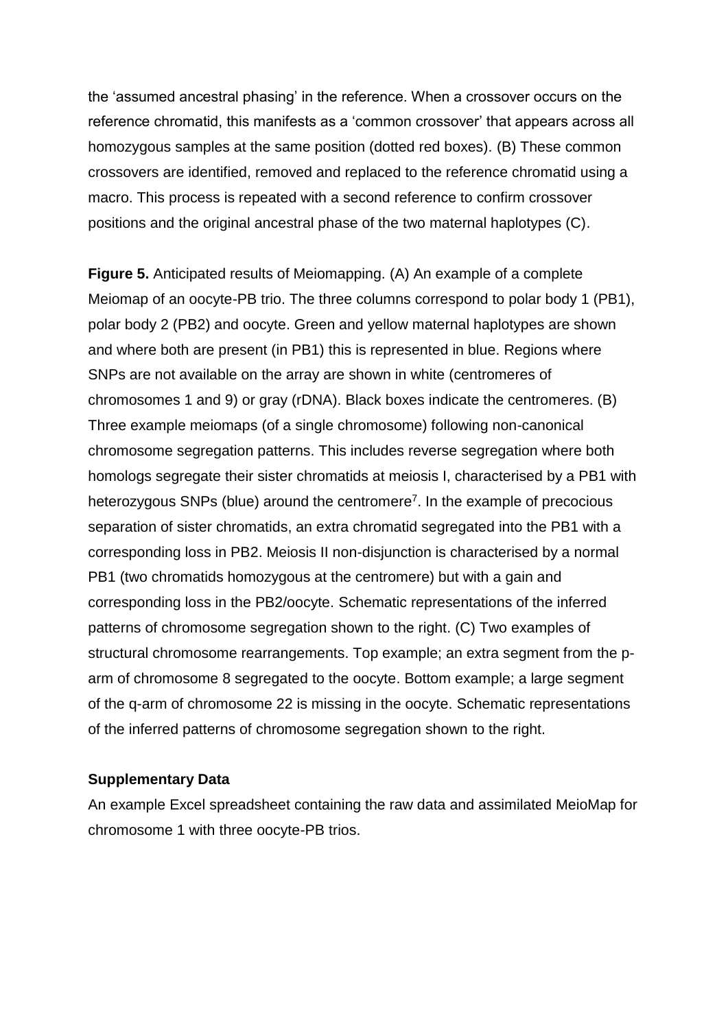the 'assumed ancestral phasing' in the reference. When a crossover occurs on the reference chromatid, this manifests as a 'common crossover' that appears across all homozygous samples at the same position (dotted red boxes). (B) These common crossovers are identified, removed and replaced to the reference chromatid using a macro. This process is repeated with a second reference to confirm crossover positions and the original ancestral phase of the two maternal haplotypes (C).

**Figure 5.** Anticipated results of Meiomapping. (A) An example of a complete Meiomap of an oocyte-PB trio. The three columns correspond to polar body 1 (PB1), polar body 2 (PB2) and oocyte. Green and yellow maternal haplotypes are shown and where both are present (in PB1) this is represented in blue. Regions where SNPs are not available on the array are shown in white (centromeres of chromosomes 1 and 9) or gray (rDNA). Black boxes indicate the centromeres. (B) Three example meiomaps (of a single chromosome) following non-canonical chromosome segregation patterns. This includes reverse segregation where both homologs segregate their sister chromatids at meiosis I, characterised by a PB1 with heterozygous SNPs (blue) around the centromere[7]. In the example of precocious separation of sister chromatids, an extra chromatid segregated into the PB1 with a corresponding loss in PB2. Meiosis II non-disjunction is characterised by a normal PB1 (two chromatids homozygous at the centromere) but with a gain and corresponding loss in the PB2/oocyte. Schematic representations of the inferred patterns of chromosome segregation shown to the right. (C) Two examples of structural chromosome rearrangements. Top example; an extra segment from the p-arm of chromosome 8 segregated to the oocyte. Bottom example; a large segment of the q-arm of chromosome 22 is missing in the oocyte. Schematic representations of the inferred patterns of chromosome segregation shown to the right.

**Supplementary Data**

An example Excel spreadsheet containing the raw data and assimilated MeioMap for chromosome 1 with three oocyte-PB trios.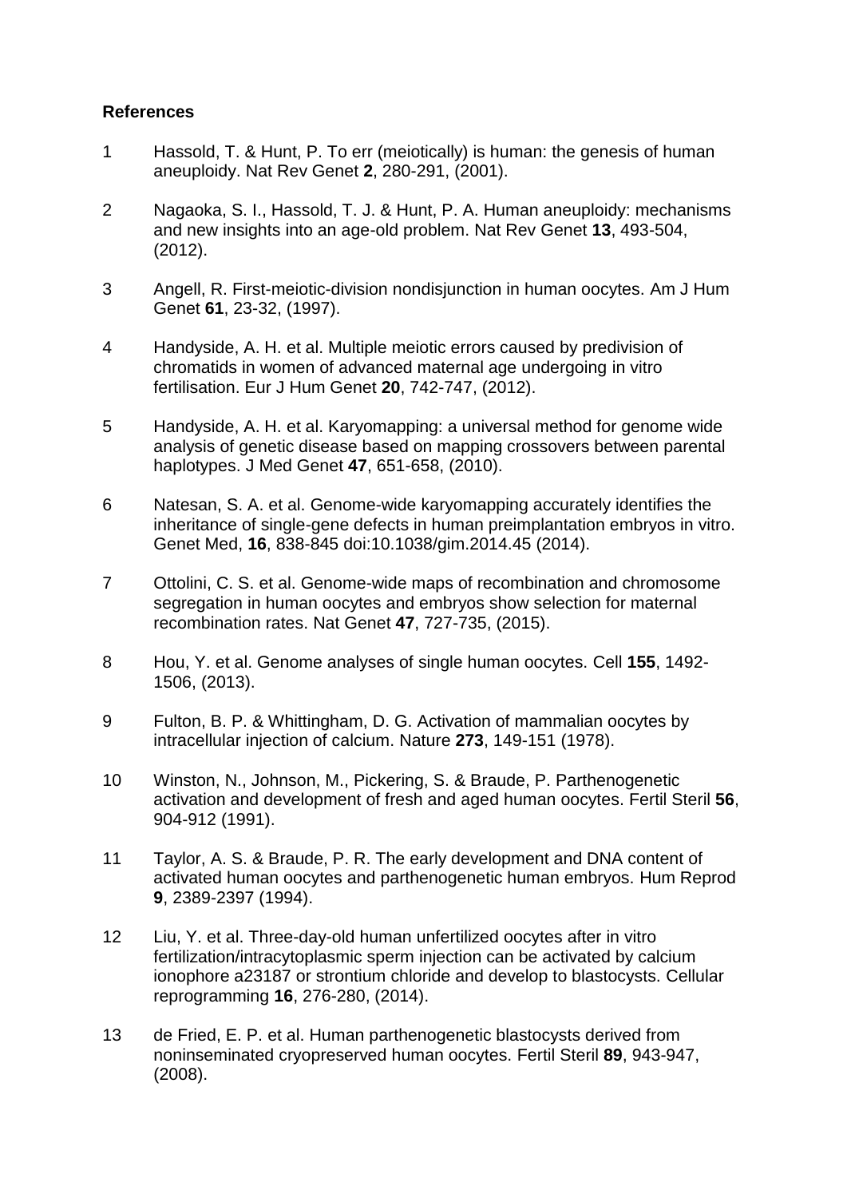**References**

1. Hassold, T. & Hunt, P. To err (meiotically) is human: the genesis of human aneuploidy. Nat Rev Genet **2**, 280-291, (2001).

2. Nagaoka, S. I., Hassold, T. J. & Hunt, P. A. Human aneuploidy: mechanisms and new insights into an age-old problem. Nat Rev Genet **13**, 493-504, (2012).

3. Angell, R. First-meiotic-division nondisjunction in human oocytes. Am J Hum Genet **61**, 23-32, (1997).

4. Handyside, A. H. et al. Multiple meiotic errors caused by predivision of chromatids in women of advanced maternal age undergoing in vitro fertilisation. Eur J Hum Genet **20**, 742-747, (2012).

5. Handyside, A. H. et al. Karyomapping: a universal method for genome wide analysis of genetic disease based on mapping crossovers between parental haplotypes. J Med Genet **47**, 651-658, (2010).

6. Natesan, S. A. et al. Genome-wide karyomapping accurately identifies the inheritance of single-gene defects in human preimplantation embryos in vitro. Genet Med, **16**, 838-845 doi:10.1038/gim.2014.45 (2014).

7. Ottolini, C. S. et al. Genome-wide maps of recombination and chromosome segregation in human oocytes and embryos show selection for maternal recombination rates. Nat Genet **47**, 727-735, (2015).

8. Hou, Y. et al. Genome analyses of single human oocytes. Cell **155**, 1492-1506, (2013).

9. Fulton, B. P. & Whittingham, D. G. Activation of mammalian oocytes by intracellular injection of calcium. Nature **273**, 149-151 (1978).

10. Winston, N., Johnson, M., Pickering, S. & Braude, P. Parthenogenetic activation and development of fresh and aged human oocytes. Fertil Steril **56**, 904-912 (1991).

11. Taylor, A. S. & Braude, P. R. The early development and DNA content of activated human oocytes and parthenogenetic human embryos. Hum Reprod **9**, 2389-2397 (1994).

12. Liu, Y. et al. Three-day-old human unfertilized oocytes after in vitro fertilization/intracytoplasmic sperm injection can be activated by calcium ionophore a23187 or strontium chloride and develop to blastocysts. Cellular reprogramming **16**, 276-280, (2014).

13. de Fried, E. P. et al. Human parthenogenetic blastocysts derived from noninseminated cryopreserved human oocytes. Fertil Steril **89**, 943-947, (2008).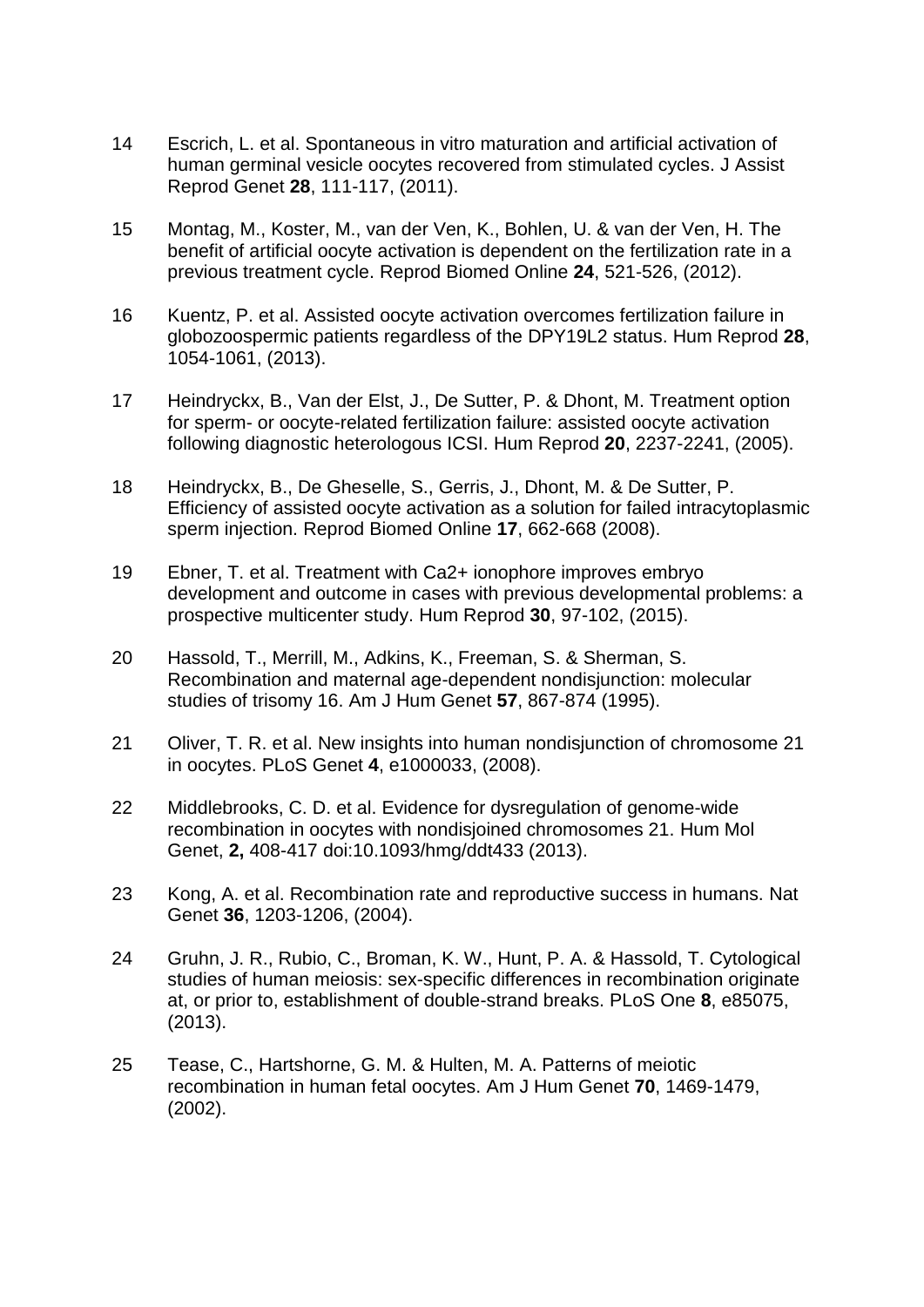14 Escrich, L. et al. Spontaneous in vitro maturation and artificial activation of human germinal vesicle oocytes recovered from stimulated cycles. J Assist Reprod Genet **28**, 111-117, (2011).

15 Montag, M., Koster, M., van der Ven, K., Bohlen, U. & van der Ven, H. The benefit of artificial oocyte activation is dependent on the fertilization rate in a previous treatment cycle. Reprod Biomed Online **24**, 521-526, (2012).

16 Kuentz, P. et al. Assisted oocyte activation overcomes fertilization failure in globozoospermic patients regardless of the DPY19L2 status. Hum Reprod **28**, 1054-1061, (2013).

17 Heindryckx, B., Van der Elst, J., De Sutter, P. & Dhont, M. Treatment option for sperm- or oocyte-related fertilization failure: assisted oocyte activation following diagnostic heterologous ICSI. Hum Reprod **20**, 2237-2241, (2005).

18 Heindryckx, B., De Gheselle, S., Gerris, J., Dhont, M. & De Sutter, P. Efficiency of assisted oocyte activation as a solution for failed intracytoplasmic sperm injection. Reprod Biomed Online **17**, 662-668 (2008).

19 Ebner, T. et al. Treatment with Ca2+ ionophore improves embryo development and outcome in cases with previous developmental problems: a prospective multicenter study. Hum Reprod **30**, 97-102, (2015).

20 Hassold, T., Merrill, M., Adkins, K., Freeman, S. & Sherman, S. Recombination and maternal age-dependent nondisjunction: molecular studies of trisomy 16. Am J Hum Genet **57**, 867-874 (1995).

21 Oliver, T. R. et al. New insights into human nondisjunction of chromosome 21 in oocytes. PLoS Genet **4**, e1000033, (2008).

22 Middlebrooks, C. D. et al. Evidence for dysregulation of genome-wide recombination in oocytes with nondisjoined chromosomes 21. Hum Mol Genet, **2,** 408-417 doi:10.1093/hmg/ddt433 (2013).

23 Kong, A. et al. Recombination rate and reproductive success in humans. Nat Genet **36**, 1203-1206, (2004).

24 Gruhn, J. R., Rubio, C., Broman, K. W., Hunt, P. A. & Hassold, T. Cytological studies of human meiosis: sex-specific differences in recombination originate at, or prior to, establishment of double-strand breaks. PLoS One **8**, e85075, (2013).

25 Tease, C., Hartshorne, G. M. & Hulten, M. A. Patterns of meiotic recombination in human fetal oocytes. Am J Hum Genet **70**, 1469-1479, (2002).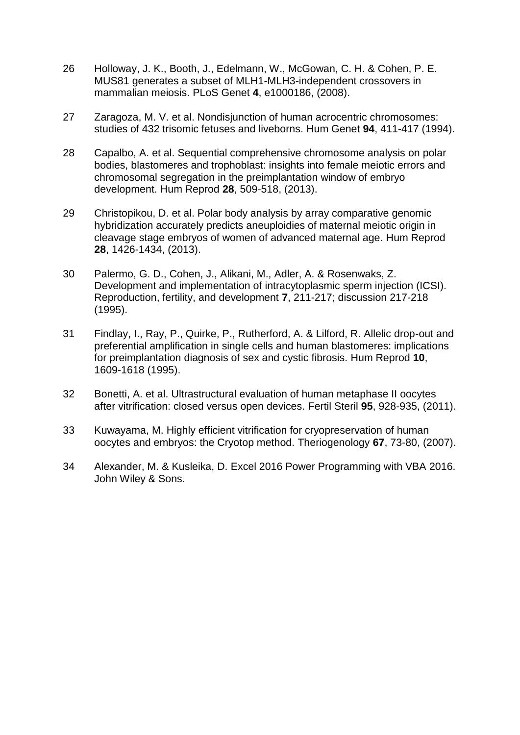26 Holloway, J. K., Booth, J., Edelmann, W., McGowan, C. H. & Cohen, P. E. MUS81 generates a subset of MLH1-MLH3-independent crossovers in mammalian meiosis. PLoS Genet **4**, e1000186, (2008).

27 Zaragoza, M. V. et al. Nondisjunction of human acrocentric chromosomes: studies of 432 trisomic fetuses and liveborns. Hum Genet **94**, 411-417 (1994).

28 Capalbo, A. et al. Sequential comprehensive chromosome analysis on polar bodies, blastomeres and trophoblast: insights into female meiotic errors and chromosomal segregation in the preimplantation window of embryo development. Hum Reprod **28**, 509-518, (2013).

29 Christopikou, D. et al. Polar body analysis by array comparative genomic hybridization accurately predicts aneuploidies of maternal meiotic origin in cleavage stage embryos of women of advanced maternal age. Hum Reprod **28**, 1426-1434, (2013).

30 Palermo, G. D., Cohen, J., Alikani, M., Adler, A. & Rosenwaks, Z. Development and implementation of intracytoplasmic sperm injection (ICSI). Reproduction, fertility, and development **7**, 211-217; discussion 217-218 (1995).

31 Findlay, I., Ray, P., Quirke, P., Rutherford, A. & Lilford, R. Allelic drop-out and preferential amplification in single cells and human blastomeres: implications for preimplantation diagnosis of sex and cystic fibrosis. Hum Reprod **10**, 1609-1618 (1995).

32 Bonetti, A. et al. Ultrastructural evaluation of human metaphase II oocytes after vitrification: closed versus open devices. Fertil Steril **95**, 928-935, (2011).

33 Kuwayama, M. Highly efficient vitrification for cryopreservation of human oocytes and embryos: the Cryotop method. Theriogenology **67**, 73-80, (2007).

34 Alexander, M. & Kusleika, D. Excel 2016 Power Programming with VBA 2016. John Wiley & Sons.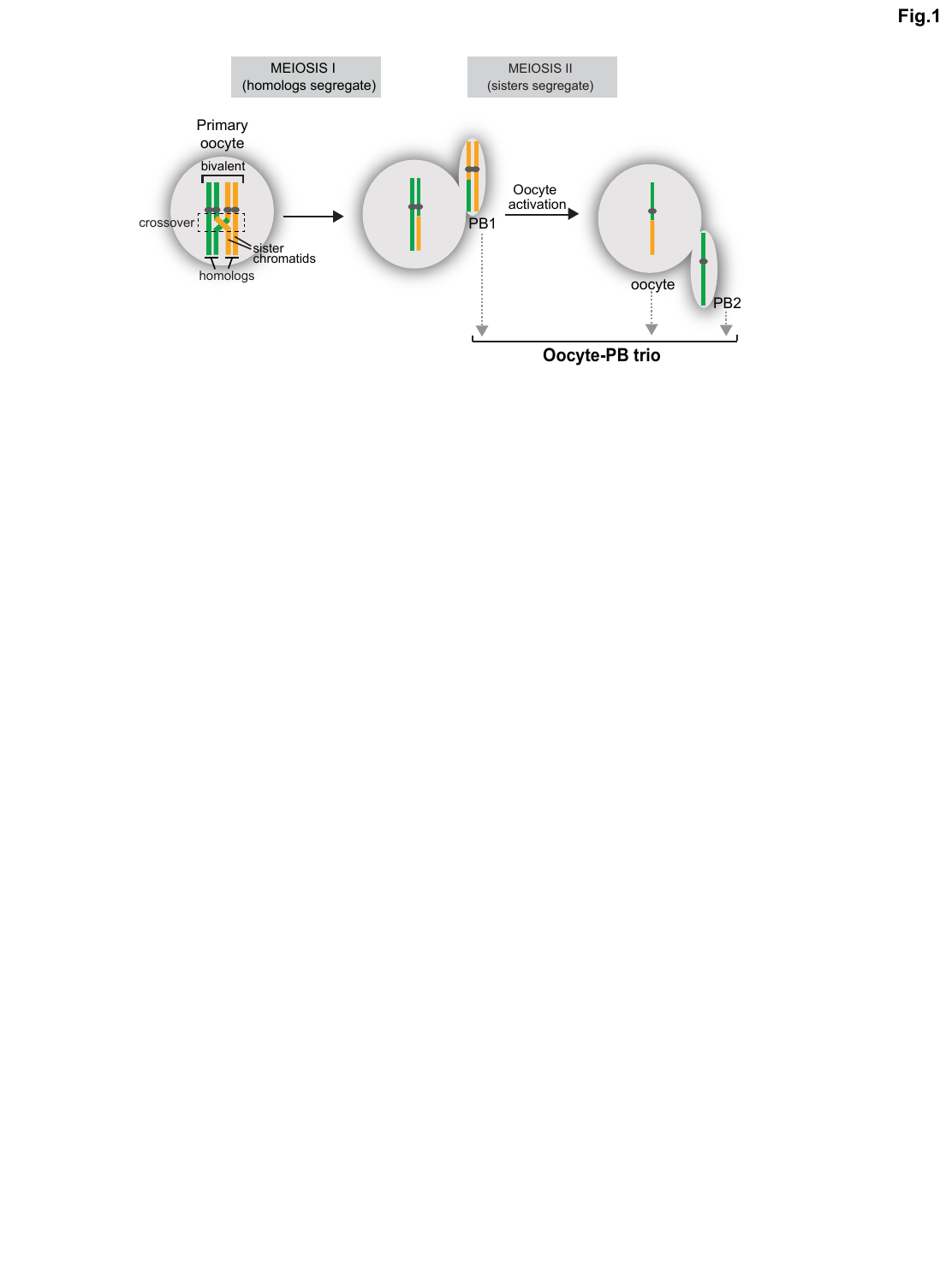**Fig.1**

MEIOSIS I
(homologs segregate)

MEIOSIS II
(sisters segregate)

Primary oocyte

bivalent

crossover

sister chromatids

homologs

PB1

Oocyte activation

oocyte

PB2

**Oocyte-PB trio**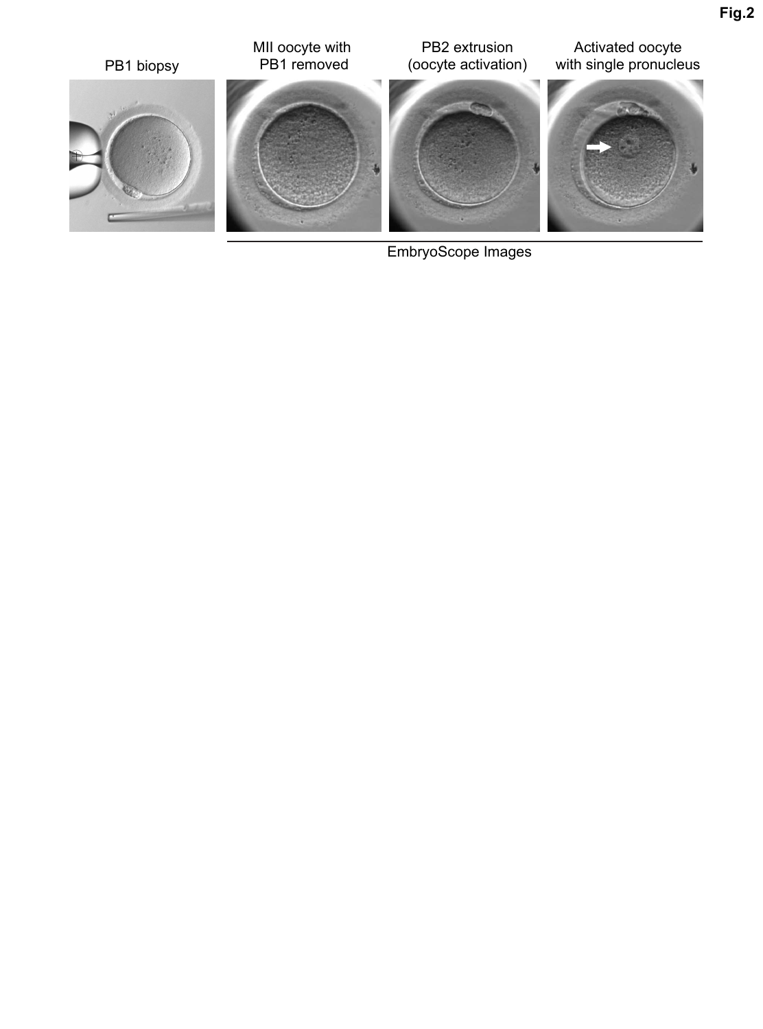Fig.2

PB1 biopsy

MII oocyte with PB1 removed

PB2 extrusion (oocyte activation)

Activated oocyte with single pronucleus

EmbryoScope Images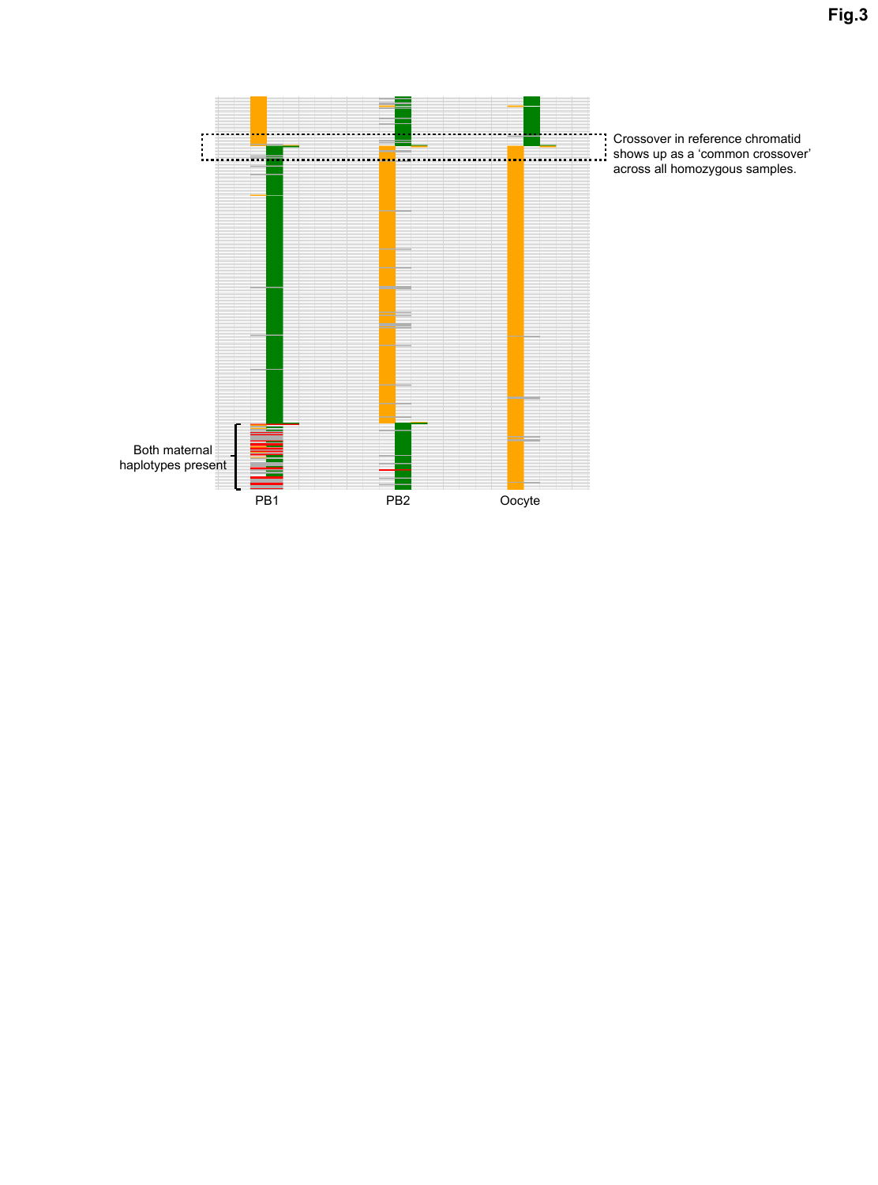**Fig.3**

Crossover in reference chromatid shows up as a 'common crossover' across all homozygous samples.

Both maternal haplotypes present

PB1

PB2

Oocyte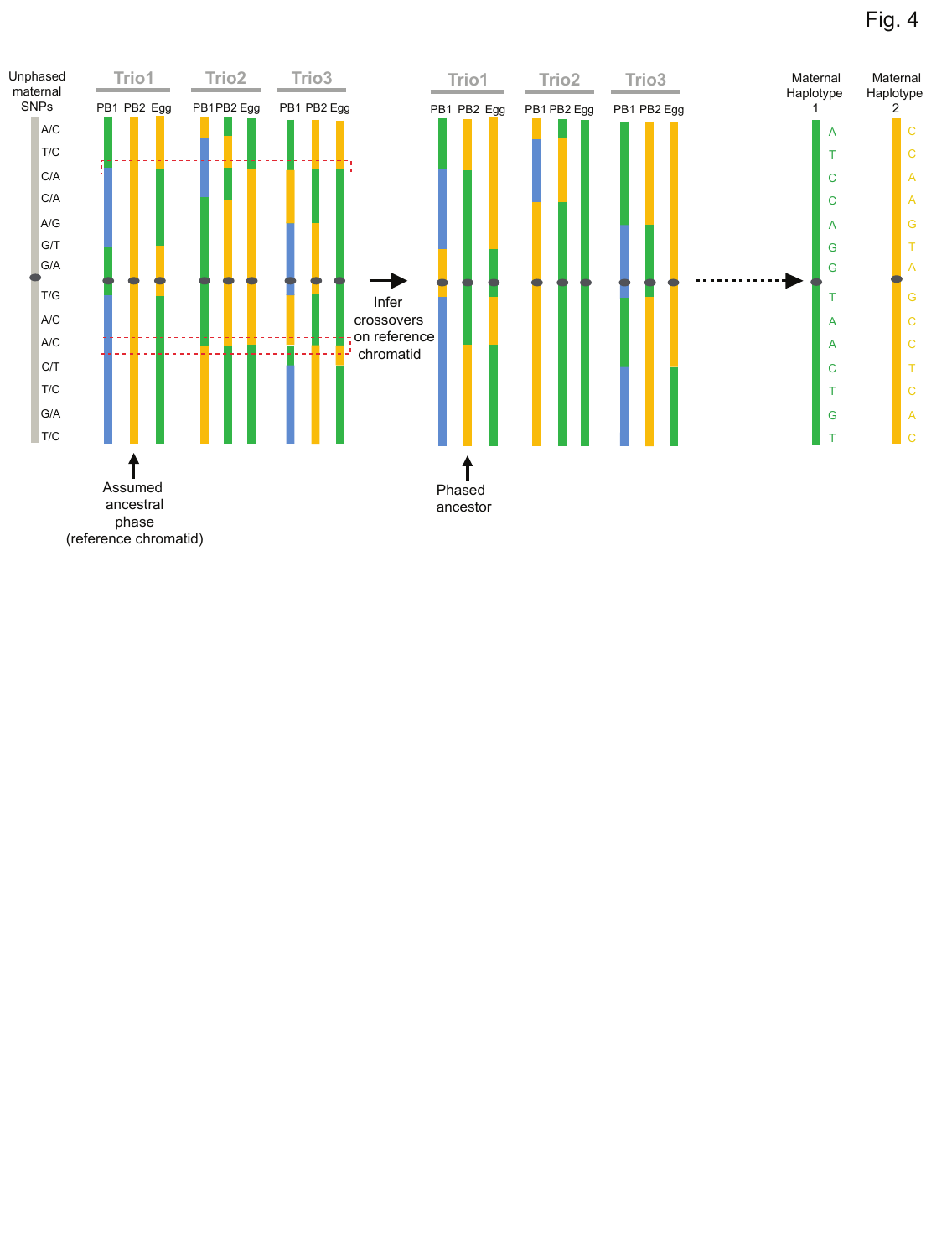Fig. 4

Unphased maternal SNPs

Trio1 Trio2 Trio3

PB1 PB2 Egg PB1 PB2 Egg PB1 PB2 Egg

A/C
T/C
C/A
C/A
A/G
G/T
G/A
T/G
A/C
A/C
C/T
T/C
G/A
T/C

Assumed ancestral phase (reference chromatid)

Infer crossovers on reference chromatid

Trio1 Trio2 Trio3

PB1 PB2 Egg PB1 PB2 Egg PB1 PB2 Egg

Phased ancestor

Maternal Haplotype 1

A
T
C
C
A
G
G
T
A
A
C
T
G
T

Maternal Haplotype 2

C
C
A
A
G
T
A
G
C
C
T
C
A
C